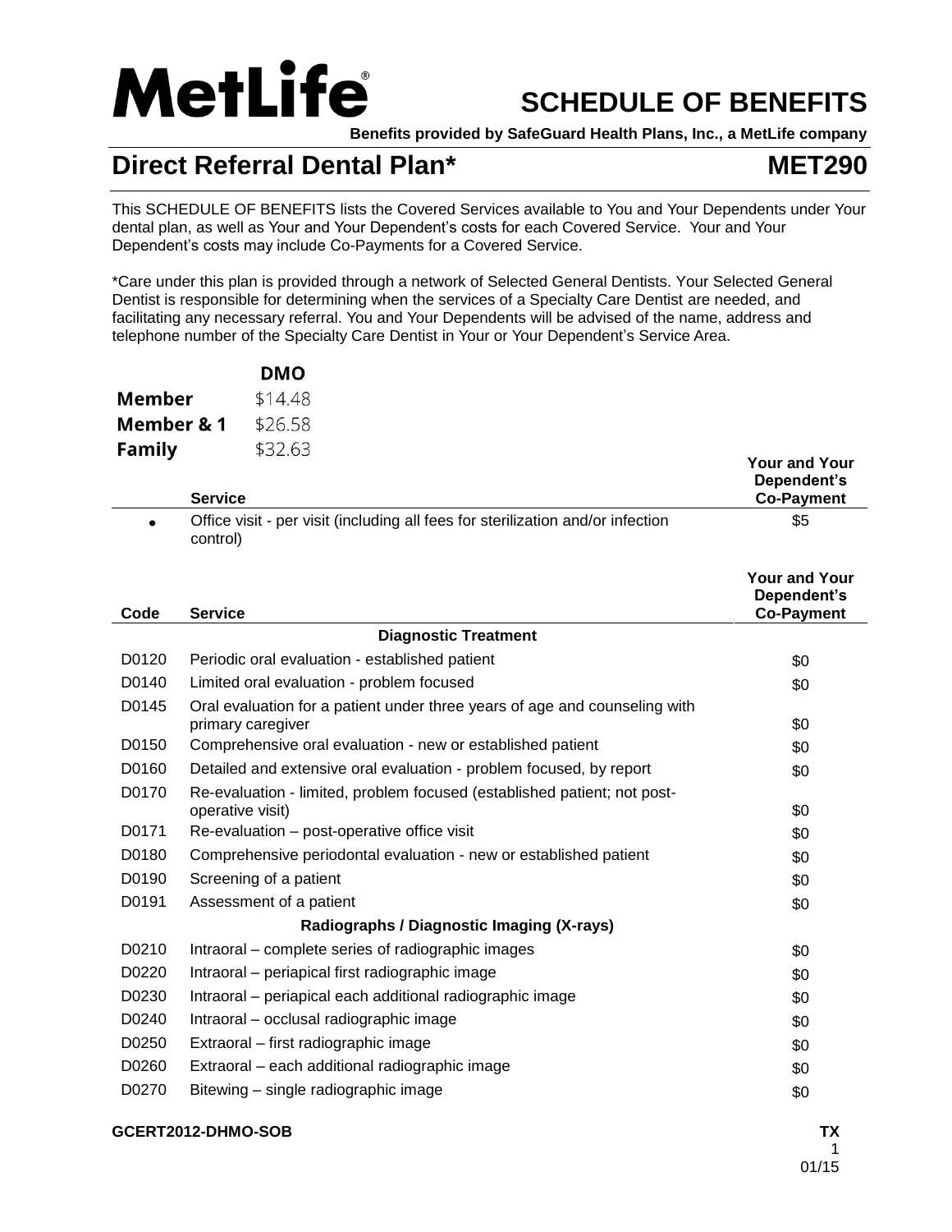# MetLife®

# SCHEDULE OF BENEFITS

**Benefits provided by SafeGuard Health Plans, Inc., a MetLife company**

## Direct Referral Dental Plan* MET290

This SCHEDULE OF BENEFITS lists the Covered Services available to You and Your Dependents under Your dental plan, as well as Your and Your Dependent's costs for each Covered Service. Your and Your Dependent's costs may include Co-Payments for a Covered Service.

*Care under this plan is provided through a network of Selected General Dentists. Your Selected General Dentist is responsible for determining when the services of a Specialty Care Dentist are needed, and facilitating any necessary referral. You and Your Dependents will be advised of the name, address and telephone number of the Specialty Care Dentist in Your or Your Dependent's Service Area.

| | DMO |
|---|---|
| **Member** | $14.48 |
| **Member & 1** | $26.58 |
| **Family** | $32.63 |

| | Service | Your and Your Dependent's Co-Payment |
|---|---|---|
| • | Office visit - per visit (including all fees for sterilization and/or infection control) | $5 |

| Code | Service | Your and Your Dependent's Co-Payment |
|---|---|---|
| | **Diagnostic Treatment** | |
| D0120 | Periodic oral evaluation - established patient | $0 |
| D0140 | Limited oral evaluation - problem focused | $0 |
| D0145 | Oral evaluation for a patient under three years of age and counseling with primary caregiver | $0 |
| D0150 | Comprehensive oral evaluation - new or established patient | $0 |
| D0160 | Detailed and extensive oral evaluation - problem focused, by report | $0 |
| D0170 | Re-evaluation - limited, problem focused (established patient; not post-operative visit) | $0 |
| D0171 | Re-evaluation – post-operative office visit | $0 |
| D0180 | Comprehensive periodontal evaluation - new or established patient | $0 |
| D0190 | Screening of a patient | $0 |
| D0191 | Assessment of a patient | $0 |
| | **Radiographs / Diagnostic Imaging (X-rays)** | |
| D0210 | Intraoral – complete series of radiographic images | $0 |
| D0220 | Intraoral – periapical first radiographic image | $0 |
| D0230 | Intraoral – periapical each additional radiographic image | $0 |
| D0240 | Intraoral – occlusal radiographic image | $0 |
| D0250 | Extraoral – first radiographic image | $0 |
| D0260 | Extraoral – each additional radiographic image | $0 |
| D0270 | Bitewing – single radiographic image | $0 |

GCERT2012-DHMO-SOB TX 01/15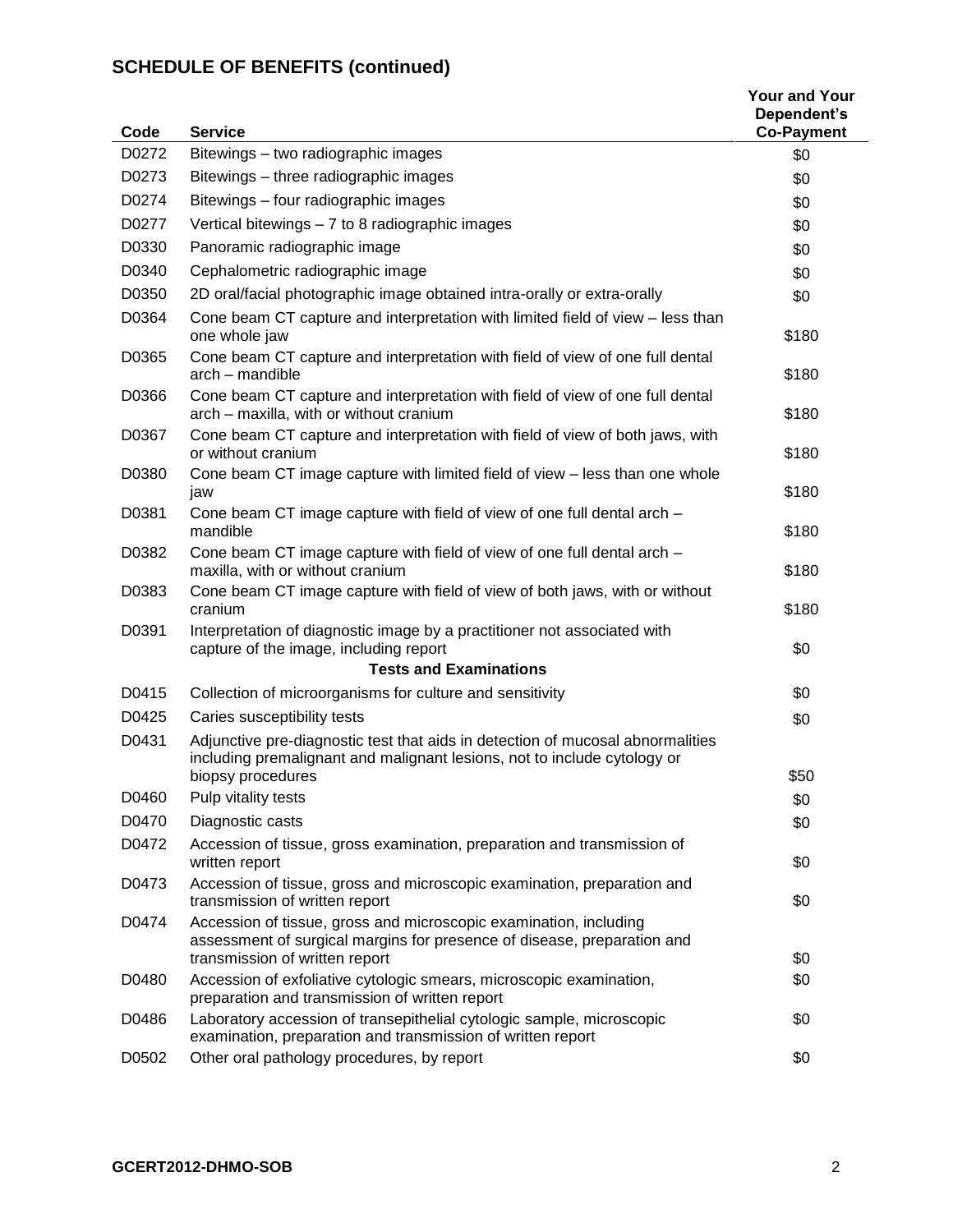## SCHEDULE OF BENEFITS (continued)

| Code | Service | Your and Your Dependent's Co-Payment |
|---|---|---|
| D0272 | Bitewings – two radiographic images | $0 |
| D0273 | Bitewings – three radiographic images | $0 |
| D0274 | Bitewings – four radiographic images | $0 |
| D0277 | Vertical bitewings – 7 to 8 radiographic images | $0 |
| D0330 | Panoramic radiographic image | $0 |
| D0340 | Cephalometric radiographic image | $0 |
| D0350 | 2D oral/facial photographic image obtained intra-orally or extra-orally | $0 |
| D0364 | Cone beam CT capture and interpretation with limited field of view – less than one whole jaw | $180 |
| D0365 | Cone beam CT capture and interpretation with field of view of one full dental arch – mandible | $180 |
| D0366 | Cone beam CT capture and interpretation with field of view of one full dental arch – maxilla, with or without cranium | $180 |
| D0367 | Cone beam CT capture and interpretation with field of view of both jaws, with or without cranium | $180 |
| D0380 | Cone beam CT image capture with limited field of view – less than one whole jaw | $180 |
| D0381 | Cone beam CT image capture with field of view of one full dental arch – mandible | $180 |
| D0382 | Cone beam CT image capture with field of view of one full dental arch – maxilla, with or without cranium | $180 |
| D0383 | Cone beam CT image capture with field of view of both jaws, with or without cranium | $180 |
| D0391 | Interpretation of diagnostic image by a practitioner not associated with capture of the image, including report | $0 |
| | **Tests and Examinations** | |
| D0415 | Collection of microorganisms for culture and sensitivity | $0 |
| D0425 | Caries susceptibility tests | $0 |
| D0431 | Adjunctive pre-diagnostic test that aids in detection of mucosal abnormalities including premalignant and malignant lesions, not to include cytology or biopsy procedures | $50 |
| D0460 | Pulp vitality tests | $0 |
| D0470 | Diagnostic casts | $0 |
| D0472 | Accession of tissue, gross examination, preparation and transmission of written report | $0 |
| D0473 | Accession of tissue, gross and microscopic examination, preparation and transmission of written report | $0 |
| D0474 | Accession of tissue, gross and microscopic examination, including assessment of surgical margins for presence of disease, preparation and transmission of written report | $0 |
| D0480 | Accession of exfoliative cytologic smears, microscopic examination, preparation and transmission of written report | $0 |
| D0486 | Laboratory accession of transepithelial cytologic sample, microscopic examination, preparation and transmission of written report | $0 |
| D0502 | Other oral pathology procedures, by report | $0 |

GCERT2012-DHMO-SOB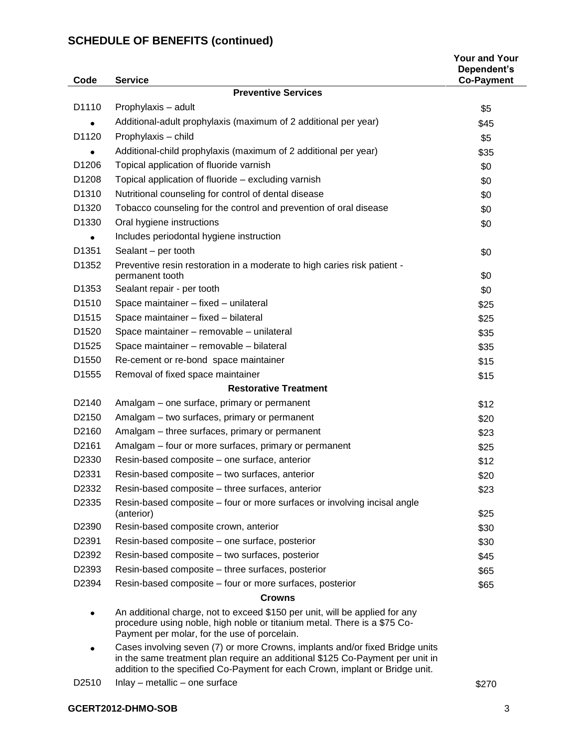## SCHEDULE OF BENEFITS (continued)

| Code | Service | Your and Your Dependent's Co-Payment |
|---|---|---|
| | **Preventive Services** | |
| D1110 | Prophylaxis – adult | $5 |
| • | Additional-adult prophylaxis (maximum of 2 additional per year) | $45 |
| D1120 | Prophylaxis – child | $5 |
| • | Additional-child prophylaxis (maximum of 2 additional per year) | $35 |
| D1206 | Topical application of fluoride varnish | $0 |
| D1208 | Topical application of fluoride – excluding varnish | $0 |
| D1310 | Nutritional counseling for control of dental disease | $0 |
| D1320 | Tobacco counseling for the control and prevention of oral disease | $0 |
| D1330 | Oral hygiene instructions | $0 |
| • | Includes periodontal hygiene instruction | |
| D1351 | Sealant – per tooth | $0 |
| D1352 | Preventive resin restoration in a moderate to high caries risk patient - permanent tooth | $0 |
| D1353 | Sealant repair - per tooth | $0 |
| D1510 | Space maintainer – fixed – unilateral | $25 |
| D1515 | Space maintainer – fixed – bilateral | $25 |
| D1520 | Space maintainer – removable – unilateral | $35 |
| D1525 | Space maintainer – removable – bilateral | $35 |
| D1550 | Re-cement or re-bond space maintainer | $15 |
| D1555 | Removal of fixed space maintainer | $15 |
| | **Restorative Treatment** | |
| D2140 | Amalgam – one surface, primary or permanent | $12 |
| D2150 | Amalgam – two surfaces, primary or permanent | $20 |
| D2160 | Amalgam – three surfaces, primary or permanent | $23 |
| D2161 | Amalgam – four or more surfaces, primary or permanent | $25 |
| D2330 | Resin-based composite – one surface, anterior | $12 |
| D2331 | Resin-based composite – two surfaces, anterior | $20 |
| D2332 | Resin-based composite – three surfaces, anterior | $23 |
| D2335 | Resin-based composite – four or more surfaces or involving incisal angle (anterior) | $25 |
| D2390 | Resin-based composite crown, anterior | $30 |
| D2391 | Resin-based composite – one surface, posterior | $30 |
| D2392 | Resin-based composite – two surfaces, posterior | $45 |
| D2393 | Resin-based composite – three surfaces, posterior | $65 |
| D2394 | Resin-based composite – four or more surfaces, posterior | $65 |
| | **Crowns** | |
| • | An additional charge, not to exceed $150 per unit, will be applied for any procedure using noble, high noble or titanium metal. There is a $75 Co-Payment per molar, for the use of porcelain. | |
| • | Cases involving seven (7) or more Crowns, implants and/or fixed Bridge units in the same treatment plan require an additional $125 Co-Payment per unit in addition to the specified Co-Payment for each Crown, implant or Bridge unit. | |
| D2510 | Inlay – metallic – one surface | $270 |

GCERT2012-DHMO-SOB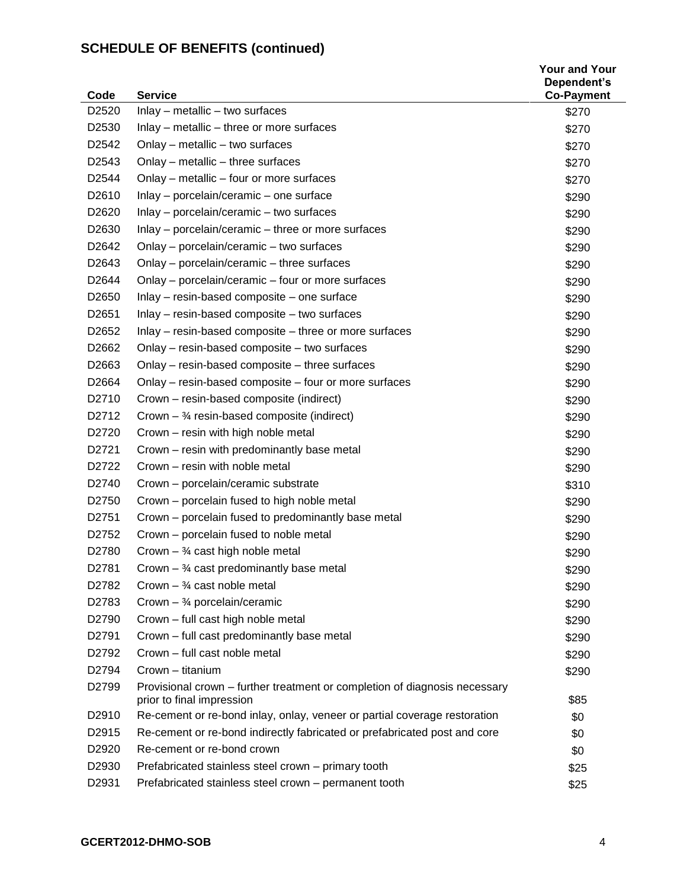## SCHEDULE OF BENEFITS (continued)

| Code | Service | Your and Your Dependent's Co-Payment |
|---|---|---|
| D2520 | Inlay – metallic – two surfaces | $270 |
| D2530 | Inlay – metallic – three or more surfaces | $270 |
| D2542 | Onlay – metallic – two surfaces | $270 |
| D2543 | Onlay – metallic – three surfaces | $270 |
| D2544 | Onlay – metallic – four or more surfaces | $270 |
| D2610 | Inlay – porcelain/ceramic – one surface | $290 |
| D2620 | Inlay – porcelain/ceramic – two surfaces | $290 |
| D2630 | Inlay – porcelain/ceramic – three or more surfaces | $290 |
| D2642 | Onlay – porcelain/ceramic – two surfaces | $290 |
| D2643 | Onlay – porcelain/ceramic – three surfaces | $290 |
| D2644 | Onlay – porcelain/ceramic – four or more surfaces | $290 |
| D2650 | Inlay – resin-based composite – one surface | $290 |
| D2651 | Inlay – resin-based composite – two surfaces | $290 |
| D2652 | Inlay – resin-based composite – three or more surfaces | $290 |
| D2662 | Onlay – resin-based composite – two surfaces | $290 |
| D2663 | Onlay – resin-based composite – three surfaces | $290 |
| D2664 | Onlay – resin-based composite – four or more surfaces | $290 |
| D2710 | Crown – resin-based composite (indirect) | $290 |
| D2712 | Crown – ¾ resin-based composite (indirect) | $290 |
| D2720 | Crown – resin with high noble metal | $290 |
| D2721 | Crown – resin with predominantly base metal | $290 |
| D2722 | Crown – resin with noble metal | $290 |
| D2740 | Crown – porcelain/ceramic substrate | $310 |
| D2750 | Crown – porcelain fused to high noble metal | $290 |
| D2751 | Crown – porcelain fused to predominantly base metal | $290 |
| D2752 | Crown – porcelain fused to noble metal | $290 |
| D2780 | Crown – ¾ cast high noble metal | $290 |
| D2781 | Crown – ¾ cast predominantly base metal | $290 |
| D2782 | Crown – ¾ cast noble metal | $290 |
| D2783 | Crown – ¾ porcelain/ceramic | $290 |
| D2790 | Crown – full cast high noble metal | $290 |
| D2791 | Crown – full cast predominantly base metal | $290 |
| D2792 | Crown – full cast noble metal | $290 |
| D2794 | Crown – titanium | $290 |
| D2799 | Provisional crown – further treatment or completion of diagnosis necessary prior to final impression | $85 |
| D2910 | Re-cement or re-bond inlay, onlay, veneer or partial coverage restoration | $0 |
| D2915 | Re-cement or re-bond indirectly fabricated or prefabricated post and core | $0 |
| D2920 | Re-cement or re-bond crown | $0 |
| D2930 | Prefabricated stainless steel crown – primary tooth | $25 |
| D2931 | Prefabricated stainless steel crown – permanent tooth | $25 |

GCERT2012-DHMO-SOB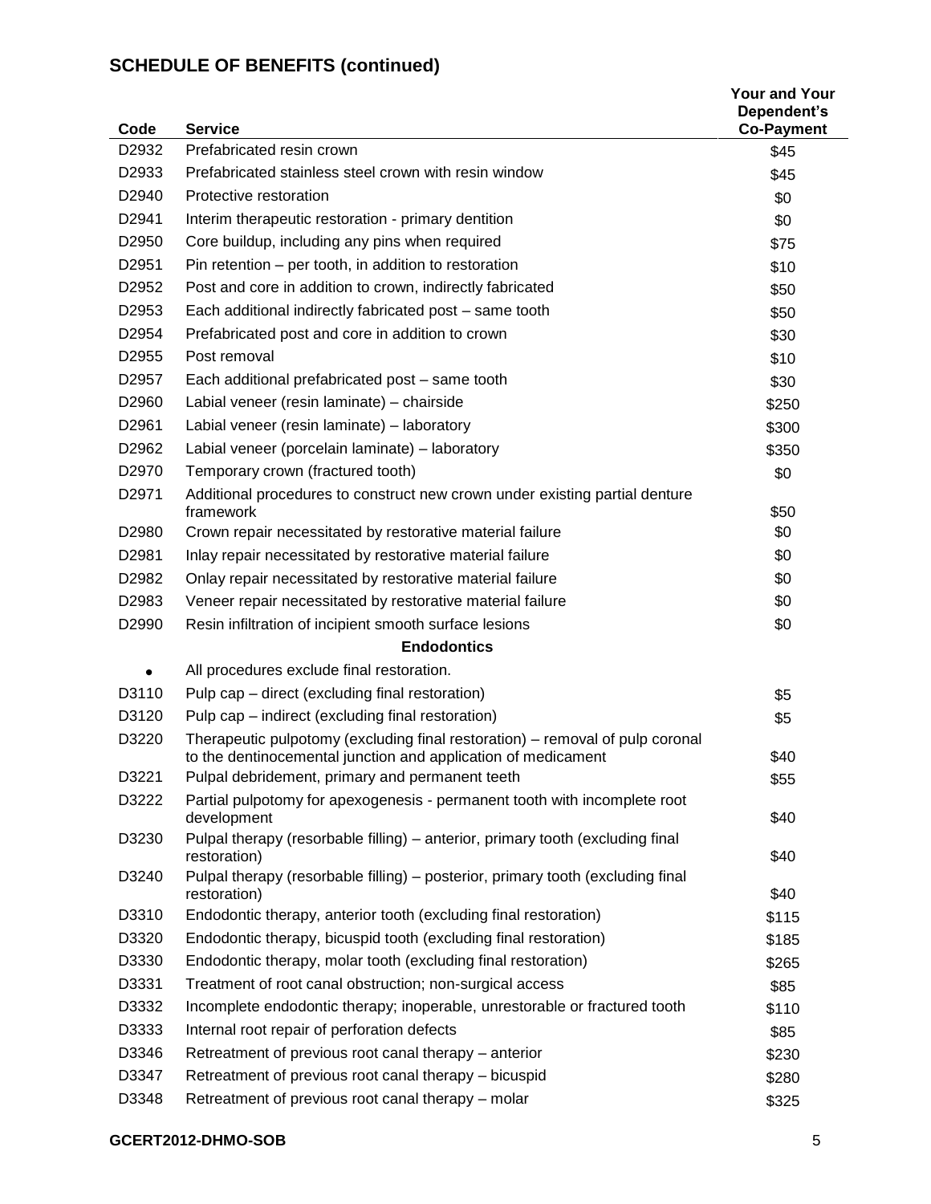## SCHEDULE OF BENEFITS (continued)

| Code | Service | Your and Your Dependent's Co-Payment |
|---|---|---|
| D2932 | Prefabricated resin crown | $45 |
| D2933 | Prefabricated stainless steel crown with resin window | $45 |
| D2940 | Protective restoration | $0 |
| D2941 | Interim therapeutic restoration - primary dentition | $0 |
| D2950 | Core buildup, including any pins when required | $75 |
| D2951 | Pin retention – per tooth, in addition to restoration | $10 |
| D2952 | Post and core in addition to crown, indirectly fabricated | $50 |
| D2953 | Each additional indirectly fabricated post – same tooth | $50 |
| D2954 | Prefabricated post and core in addition to crown | $30 |
| D2955 | Post removal | $10 |
| D2957 | Each additional prefabricated post – same tooth | $30 |
| D2960 | Labial veneer (resin laminate) – chairside | $250 |
| D2961 | Labial veneer (resin laminate) – laboratory | $300 |
| D2962 | Labial veneer (porcelain laminate) – laboratory | $350 |
| D2970 | Temporary crown (fractured tooth) | $0 |
| D2971 | Additional procedures to construct new crown under existing partial denture framework | $50 |
| D2980 | Crown repair necessitated by restorative material failure | $0 |
| D2981 | Inlay repair necessitated by restorative material failure | $0 |
| D2982 | Onlay repair necessitated by restorative material failure | $0 |
| D2983 | Veneer repair necessitated by restorative material failure | $0 |
| D2990 | Resin infiltration of incipient smooth surface lesions | $0 |
| | **Endodontics** | |
| • | All procedures exclude final restoration. | |
| D3110 | Pulp cap – direct (excluding final restoration) | $5 |
| D3120 | Pulp cap – indirect (excluding final restoration) | $5 |
| D3220 | Therapeutic pulpotomy (excluding final restoration) – removal of pulp coronal to the dentinocemental junction and application of medicament | $40 |
| D3221 | Pulpal debridement, primary and permanent teeth | $55 |
| D3222 | Partial pulpotomy for apexogenesis - permanent tooth with incomplete root development | $40 |
| D3230 | Pulpal therapy (resorbable filling) – anterior, primary tooth (excluding final restoration) | $40 |
| D3240 | Pulpal therapy (resorbable filling) – posterior, primary tooth (excluding final restoration) | $40 |
| D3310 | Endodontic therapy, anterior tooth (excluding final restoration) | $115 |
| D3320 | Endodontic therapy, bicuspid tooth (excluding final restoration) | $185 |
| D3330 | Endodontic therapy, molar tooth (excluding final restoration) | $265 |
| D3331 | Treatment of root canal obstruction; non-surgical access | $85 |
| D3332 | Incomplete endodontic therapy; inoperable, unrestorable or fractured tooth | $110 |
| D3333 | Internal root repair of perforation defects | $85 |
| D3346 | Retreatment of previous root canal therapy – anterior | $230 |
| D3347 | Retreatment of previous root canal therapy – bicuspid | $280 |
| D3348 | Retreatment of previous root canal therapy – molar | $325 |

GCERT2012-DHMO-SOB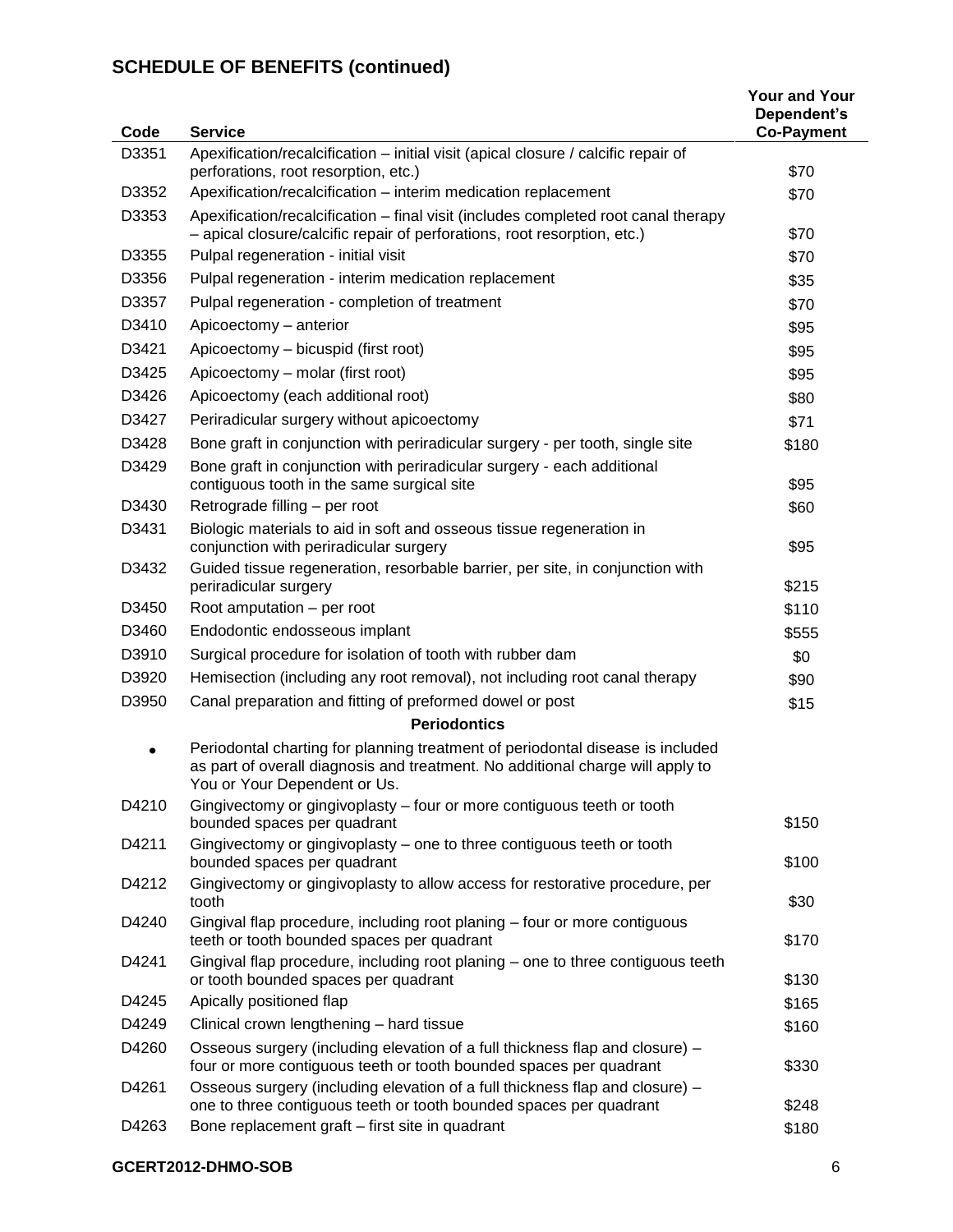## SCHEDULE OF BENEFITS (continued)

| Code | Service | Your and Your Dependent's Co-Payment |
|---|---|---|
| D3351 | Apexification/recalcification – initial visit (apical closure / calcific repair of perforations, root resorption, etc.) | $70 |
| D3352 | Apexification/recalcification – interim medication replacement | $70 |
| D3353 | Apexification/recalcification – final visit (includes completed root canal therapy – apical closure/calcific repair of perforations, root resorption, etc.) | $70 |
| D3355 | Pulpal regeneration - initial visit | $70 |
| D3356 | Pulpal regeneration - interim medication replacement | $35 |
| D3357 | Pulpal regeneration - completion of treatment | $70 |
| D3410 | Apicoectomy – anterior | $95 |
| D3421 | Apicoectomy – bicuspid (first root) | $95 |
| D3425 | Apicoectomy – molar (first root) | $95 |
| D3426 | Apicoectomy (each additional root) | $80 |
| D3427 | Periradicular surgery without apicoectomy | $71 |
| D3428 | Bone graft in conjunction with periradicular surgery - per tooth, single site | $180 |
| D3429 | Bone graft in conjunction with periradicular surgery - each additional contiguous tooth in the same surgical site | $95 |
| D3430 | Retrograde filling – per root | $60 |
| D3431 | Biologic materials to aid in soft and osseous tissue regeneration in conjunction with periradicular surgery | $95 |
| D3432 | Guided tissue regeneration, resorbable barrier, per site, in conjunction with periradicular surgery | $215 |
| D3450 | Root amputation – per root | $110 |
| D3460 | Endodontic endosseous implant | $555 |
| D3910 | Surgical procedure for isolation of tooth with rubber dam | $0 |
| D3920 | Hemisection (including any root removal), not including root canal therapy | $90 |
| D3950 | Canal preparation and fitting of preformed dowel or post | $15 |
| | **Periodontics** | |
| • | Periodontal charting for planning treatment of periodontal disease is included as part of overall diagnosis and treatment. No additional charge will apply to You or Your Dependent or Us. | |
| D4210 | Gingivectomy or gingivoplasty – four or more contiguous teeth or tooth bounded spaces per quadrant | $150 |
| D4211 | Gingivectomy or gingivoplasty – one to three contiguous teeth or tooth bounded spaces per quadrant | $100 |
| D4212 | Gingivectomy or gingivoplasty to allow access for restorative procedure, per tooth | $30 |
| D4240 | Gingival flap procedure, including root planing – four or more contiguous teeth or tooth bounded spaces per quadrant | $170 |
| D4241 | Gingival flap procedure, including root planing – one to three contiguous teeth or tooth bounded spaces per quadrant | $130 |
| D4245 | Apically positioned flap | $165 |
| D4249 | Clinical crown lengthening – hard tissue | $160 |
| D4260 | Osseous surgery (including elevation of a full thickness flap and closure) – four or more contiguous teeth or tooth bounded spaces per quadrant | $330 |
| D4261 | Osseous surgery (including elevation of a full thickness flap and closure) – one to three contiguous teeth or tooth bounded spaces per quadrant | $248 |
| D4263 | Bone replacement graft – first site in quadrant | $180 |

**GCERT2012-DHMO-SOB**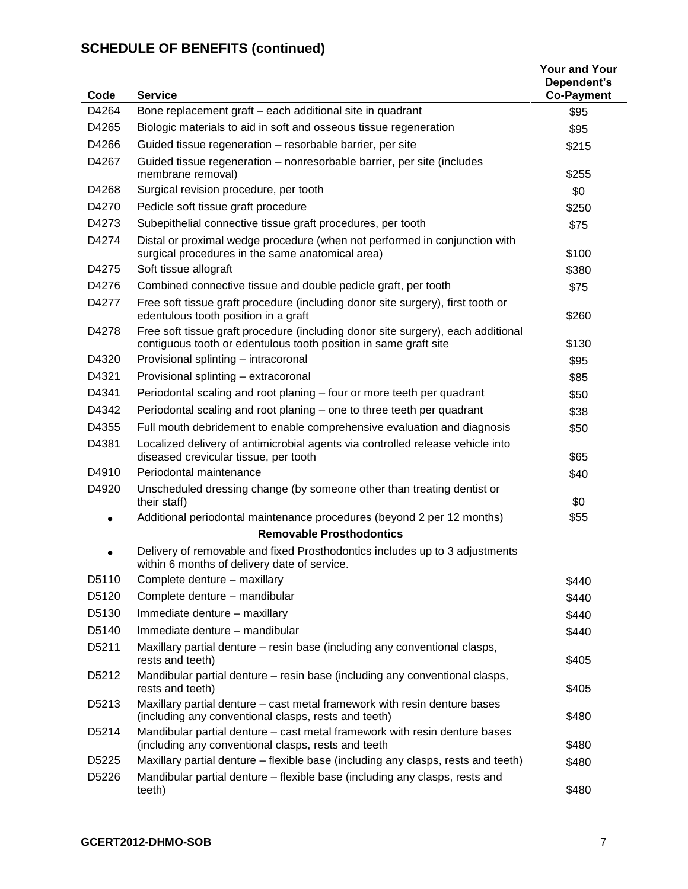## SCHEDULE OF BENEFITS (continued)

| Code | Service | Your and Your Dependent's Co-Payment |
|---|---|---|
| D4264 | Bone replacement graft – each additional site in quadrant | $95 |
| D4265 | Biologic materials to aid in soft and osseous tissue regeneration | $95 |
| D4266 | Guided tissue regeneration – resorbable barrier, per site | $215 |
| D4267 | Guided tissue regeneration – nonresorbable barrier, per site (includes membrane removal) | $255 |
| D4268 | Surgical revision procedure, per tooth | $0 |
| D4270 | Pedicle soft tissue graft procedure | $250 |
| D4273 | Subepithelial connective tissue graft procedures, per tooth | $75 |
| D4274 | Distal or proximal wedge procedure (when not performed in conjunction with surgical procedures in the same anatomical area) | $100 |
| D4275 | Soft tissue allograft | $380 |
| D4276 | Combined connective tissue and double pedicle graft, per tooth | $75 |
| D4277 | Free soft tissue graft procedure (including donor site surgery), first tooth or edentulous tooth position in a graft | $260 |
| D4278 | Free soft tissue graft procedure (including donor site surgery), each additional contiguous tooth or edentulous tooth position in same graft site | $130 |
| D4320 | Provisional splinting – intracoronal | $95 |
| D4321 | Provisional splinting – extracoronal | $85 |
| D4341 | Periodontal scaling and root planing – four or more teeth per quadrant | $50 |
| D4342 | Periodontal scaling and root planing – one to three teeth per quadrant | $38 |
| D4355 | Full mouth debridement to enable comprehensive evaluation and diagnosis | $50 |
| D4381 | Localized delivery of antimicrobial agents via controlled release vehicle into diseased crevicular tissue, per tooth | $65 |
| D4910 | Periodontal maintenance | $40 |
| D4920 | Unscheduled dressing change (by someone other than treating dentist or their staff) | $0 |
| • | Additional periodontal maintenance procedures (beyond 2 per 12 months) | $55 |
| | **Removable Prosthodontics** | |
| • | Delivery of removable and fixed Prosthodontics includes up to 3 adjustments within 6 months of delivery date of service. | |
| D5110 | Complete denture – maxillary | $440 |
| D5120 | Complete denture – mandibular | $440 |
| D5130 | Immediate denture – maxillary | $440 |
| D5140 | Immediate denture – mandibular | $440 |
| D5211 | Maxillary partial denture – resin base (including any conventional clasps, rests and teeth) | $405 |
| D5212 | Mandibular partial denture – resin base (including any conventional clasps, rests and teeth) | $405 |
| D5213 | Maxillary partial denture – cast metal framework with resin denture bases (including any conventional clasps, rests and teeth) | $480 |
| D5214 | Mandibular partial denture – cast metal framework with resin denture bases (including any conventional clasps, rests and teeth | $480 |
| D5225 | Maxillary partial denture – flexible base (including any clasps, rests and teeth) | $480 |
| D5226 | Mandibular partial denture – flexible base (including any clasps, rests and teeth) | $480 |

GCERT2012-DHMO-SOB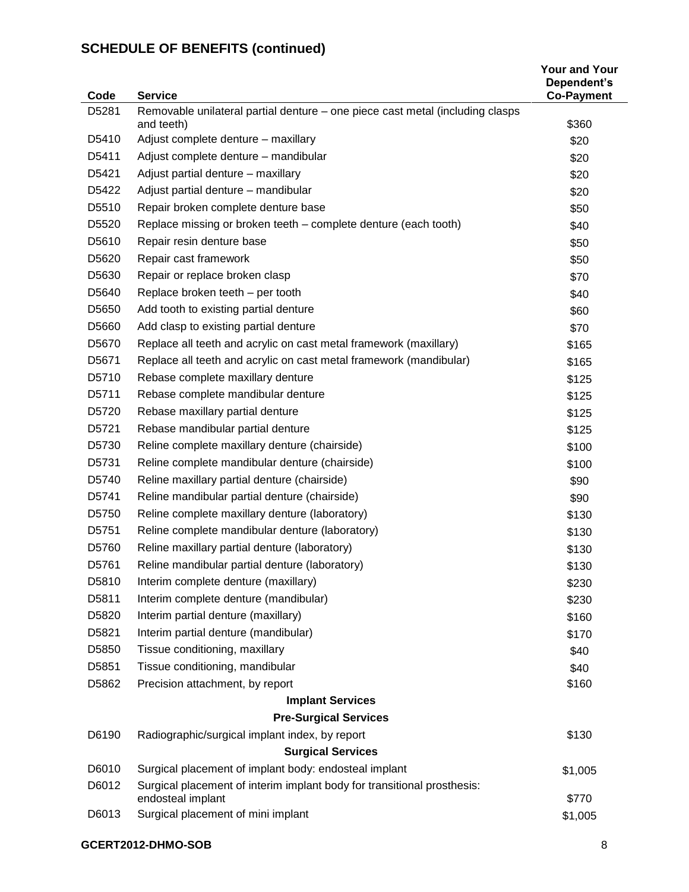## SCHEDULE OF BENEFITS (continued)

| Code | Service | Your and Your Dependent's Co-Payment |
|---|---|---|
| D5281 | Removable unilateral partial denture – one piece cast metal (including clasps and teeth) | $360 |
| D5410 | Adjust complete denture – maxillary | $20 |
| D5411 | Adjust complete denture – mandibular | $20 |
| D5421 | Adjust partial denture – maxillary | $20 |
| D5422 | Adjust partial denture – mandibular | $20 |
| D5510 | Repair broken complete denture base | $50 |
| D5520 | Replace missing or broken teeth – complete denture (each tooth) | $40 |
| D5610 | Repair resin denture base | $50 |
| D5620 | Repair cast framework | $50 |
| D5630 | Repair or replace broken clasp | $70 |
| D5640 | Replace broken teeth – per tooth | $40 |
| D5650 | Add tooth to existing partial denture | $60 |
| D5660 | Add clasp to existing partial denture | $70 |
| D5670 | Replace all teeth and acrylic on cast metal framework (maxillary) | $165 |
| D5671 | Replace all teeth and acrylic on cast metal framework (mandibular) | $165 |
| D5710 | Rebase complete maxillary denture | $125 |
| D5711 | Rebase complete mandibular denture | $125 |
| D5720 | Rebase maxillary partial denture | $125 |
| D5721 | Rebase mandibular partial denture | $125 |
| D5730 | Reline complete maxillary denture (chairside) | $100 |
| D5731 | Reline complete mandibular denture (chairside) | $100 |
| D5740 | Reline maxillary partial denture (chairside) | $90 |
| D5741 | Reline mandibular partial denture (chairside) | $90 |
| D5750 | Reline complete maxillary denture (laboratory) | $130 |
| D5751 | Reline complete mandibular denture (laboratory) | $130 |
| D5760 | Reline maxillary partial denture (laboratory) | $130 |
| D5761 | Reline mandibular partial denture (laboratory) | $130 |
| D5810 | Interim complete denture (maxillary) | $230 |
| D5811 | Interim complete denture (mandibular) | $230 |
| D5820 | Interim partial denture (maxillary) | $160 |
| D5821 | Interim partial denture (mandibular) | $170 |
| D5850 | Tissue conditioning, maxillary | $40 |
| D5851 | Tissue conditioning, mandibular | $40 |
| D5862 | Precision attachment, by report | $160 |
| | **Implant Services** | |
| | **Pre-Surgical Services** | |
| D6190 | Radiographic/surgical implant index, by report | $130 |
| | **Surgical Services** | |
| D6010 | Surgical placement of implant body: endosteal implant | $1,005 |
| D6012 | Surgical placement of interim implant body for transitional prosthesis: endosteal implant | $770 |
| D6013 | Surgical placement of mini implant | $1,005 |

GCERT2012-DHMO-SOB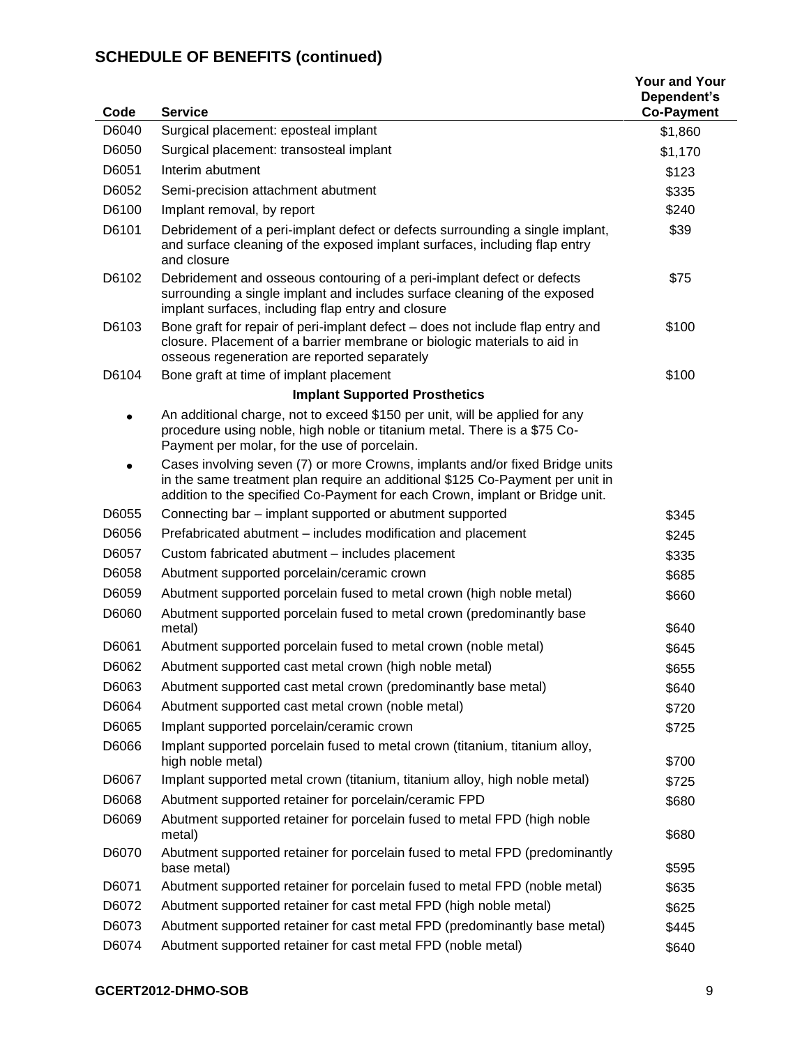## SCHEDULE OF BENEFITS (continued)

| Code | Service | Your and Your Dependent's Co-Payment |
|---|---|---|
| D6040 | Surgical placement: eposteal implant | $1,860 |
| D6050 | Surgical placement: transosteal implant | $1,170 |
| D6051 | Interim abutment | $123 |
| D6052 | Semi-precision attachment abutment | $335 |
| D6100 | Implant removal, by report | $240 |
| D6101 | Debridement of a peri-implant defect or defects surrounding a single implant, and surface cleaning of the exposed implant surfaces, including flap entry and closure | $39 |
| D6102 | Debridement and osseous contouring of a peri-implant defect or defects surrounding a single implant and includes surface cleaning of the exposed implant surfaces, including flap entry and closure | $75 |
| D6103 | Bone graft for repair of peri-implant defect – does not include flap entry and closure. Placement of a barrier membrane or biologic materials to aid in osseous regeneration are reported separately | $100 |
| D6104 | Bone graft at time of implant placement | $100 |
| | **Implant Supported Prosthetics** | |
| • | An additional charge, not to exceed $150 per unit, will be applied for any procedure using noble, high noble or titanium metal. There is a $75 Co-Payment per molar, for the use of porcelain. | |
| • | Cases involving seven (7) or more Crowns, implants and/or fixed Bridge units in the same treatment plan require an additional $125 Co-Payment per unit in addition to the specified Co-Payment for each Crown, implant or Bridge unit. | |
| D6055 | Connecting bar – implant supported or abutment supported | $345 |
| D6056 | Prefabricated abutment – includes modification and placement | $245 |
| D6057 | Custom fabricated abutment – includes placement | $335 |
| D6058 | Abutment supported porcelain/ceramic crown | $685 |
| D6059 | Abutment supported porcelain fused to metal crown (high noble metal) | $660 |
| D6060 | Abutment supported porcelain fused to metal crown (predominantly base metal) | $640 |
| D6061 | Abutment supported porcelain fused to metal crown (noble metal) | $645 |
| D6062 | Abutment supported cast metal crown (high noble metal) | $655 |
| D6063 | Abutment supported cast metal crown (predominantly base metal) | $640 |
| D6064 | Abutment supported cast metal crown (noble metal) | $720 |
| D6065 | Implant supported porcelain/ceramic crown | $725 |
| D6066 | Implant supported porcelain fused to metal crown (titanium, titanium alloy, high noble metal) | $700 |
| D6067 | Implant supported metal crown (titanium, titanium alloy, high noble metal) | $725 |
| D6068 | Abutment supported retainer for porcelain/ceramic FPD | $680 |
| D6069 | Abutment supported retainer for porcelain fused to metal FPD (high noble metal) | $680 |
| D6070 | Abutment supported retainer for porcelain fused to metal FPD (predominantly base metal) | $595 |
| D6071 | Abutment supported retainer for porcelain fused to metal FPD (noble metal) | $635 |
| D6072 | Abutment supported retainer for cast metal FPD (high noble metal) | $625 |
| D6073 | Abutment supported retainer for cast metal FPD (predominantly base metal) | $445 |
| D6074 | Abutment supported retainer for cast metal FPD (noble metal) | $640 |

GCERT2012-DHMO-SOB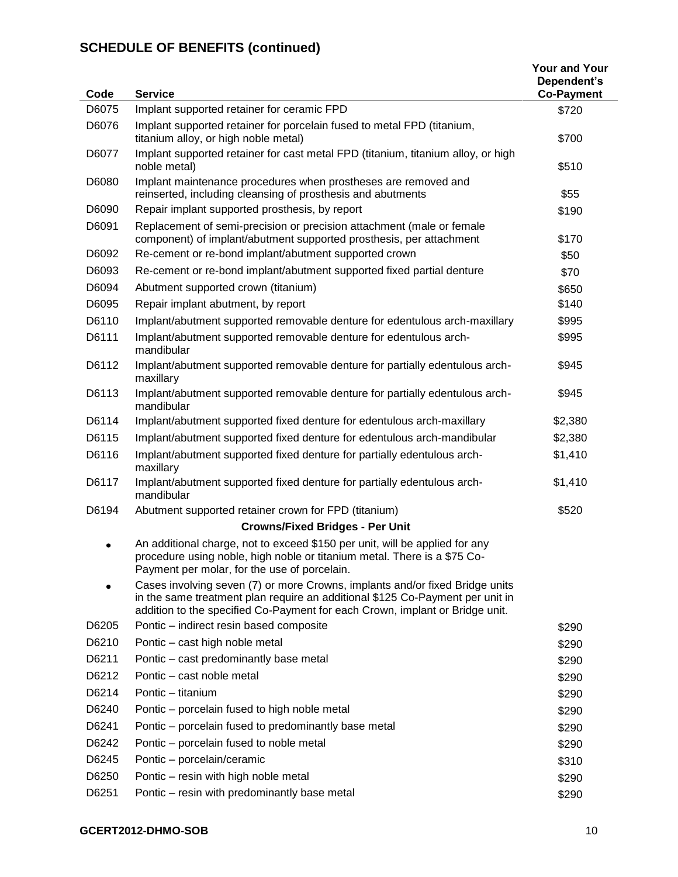## SCHEDULE OF BENEFITS (continued)

| Code | Service | Your and Your Dependent's Co-Payment |
|---|---|---|
| D6075 | Implant supported retainer for ceramic FPD | $720 |
| D6076 | Implant supported retainer for porcelain fused to metal FPD (titanium, titanium alloy, or high noble metal) | $700 |
| D6077 | Implant supported retainer for cast metal FPD (titanium, titanium alloy, or high noble metal) | $510 |
| D6080 | Implant maintenance procedures when prostheses are removed and reinserted, including cleansing of prosthesis and abutments | $55 |
| D6090 | Repair implant supported prosthesis, by report | $190 |
| D6091 | Replacement of semi-precision or precision attachment (male or female component) of implant/abutment supported prosthesis, per attachment | $170 |
| D6092 | Re-cement or re-bond implant/abutment supported crown | $50 |
| D6093 | Re-cement or re-bond implant/abutment supported fixed partial denture | $70 |
| D6094 | Abutment supported crown (titanium) | $650 |
| D6095 | Repair implant abutment, by report | $140 |
| D6110 | Implant/abutment supported removable denture for edentulous arch-maxillary | $995 |
| D6111 | Implant/abutment supported removable denture for edentulous arch-mandibular | $995 |
| D6112 | Implant/abutment supported removable denture for partially edentulous arch-maxillary | $945 |
| D6113 | Implant/abutment supported removable denture for partially edentulous arch-mandibular | $945 |
| D6114 | Implant/abutment supported fixed denture for edentulous arch-maxillary | $2,380 |
| D6115 | Implant/abutment supported fixed denture for edentulous arch-mandibular | $2,380 |
| D6116 | Implant/abutment supported fixed denture for partially edentulous arch-maxillary | $1,410 |
| D6117 | Implant/abutment supported fixed denture for partially edentulous arch-mandibular | $1,410 |
| D6194 | Abutment supported retainer crown for FPD (titanium) | $520 |
| | **Crowns/Fixed Bridges - Per Unit** | |
| • | An additional charge, not to exceed $150 per unit, will be applied for any procedure using noble, high noble or titanium metal. There is a $75 Co-Payment per molar, for the use of porcelain. | |
| • | Cases involving seven (7) or more Crowns, implants and/or fixed Bridge units in the same treatment plan require an additional $125 Co-Payment per unit in addition to the specified Co-Payment for each Crown, implant or Bridge unit. | |
| D6205 | Pontic – indirect resin based composite | $290 |
| D6210 | Pontic – cast high noble metal | $290 |
| D6211 | Pontic – cast predominantly base metal | $290 |
| D6212 | Pontic – cast noble metal | $290 |
| D6214 | Pontic – titanium | $290 |
| D6240 | Pontic – porcelain fused to high noble metal | $290 |
| D6241 | Pontic – porcelain fused to predominantly base metal | $290 |
| D6242 | Pontic – porcelain fused to noble metal | $290 |
| D6245 | Pontic – porcelain/ceramic | $310 |
| D6250 | Pontic – resin with high noble metal | $290 |
| D6251 | Pontic – resin with predominantly base metal | $290 |

GCERT2012-DHMO-SOB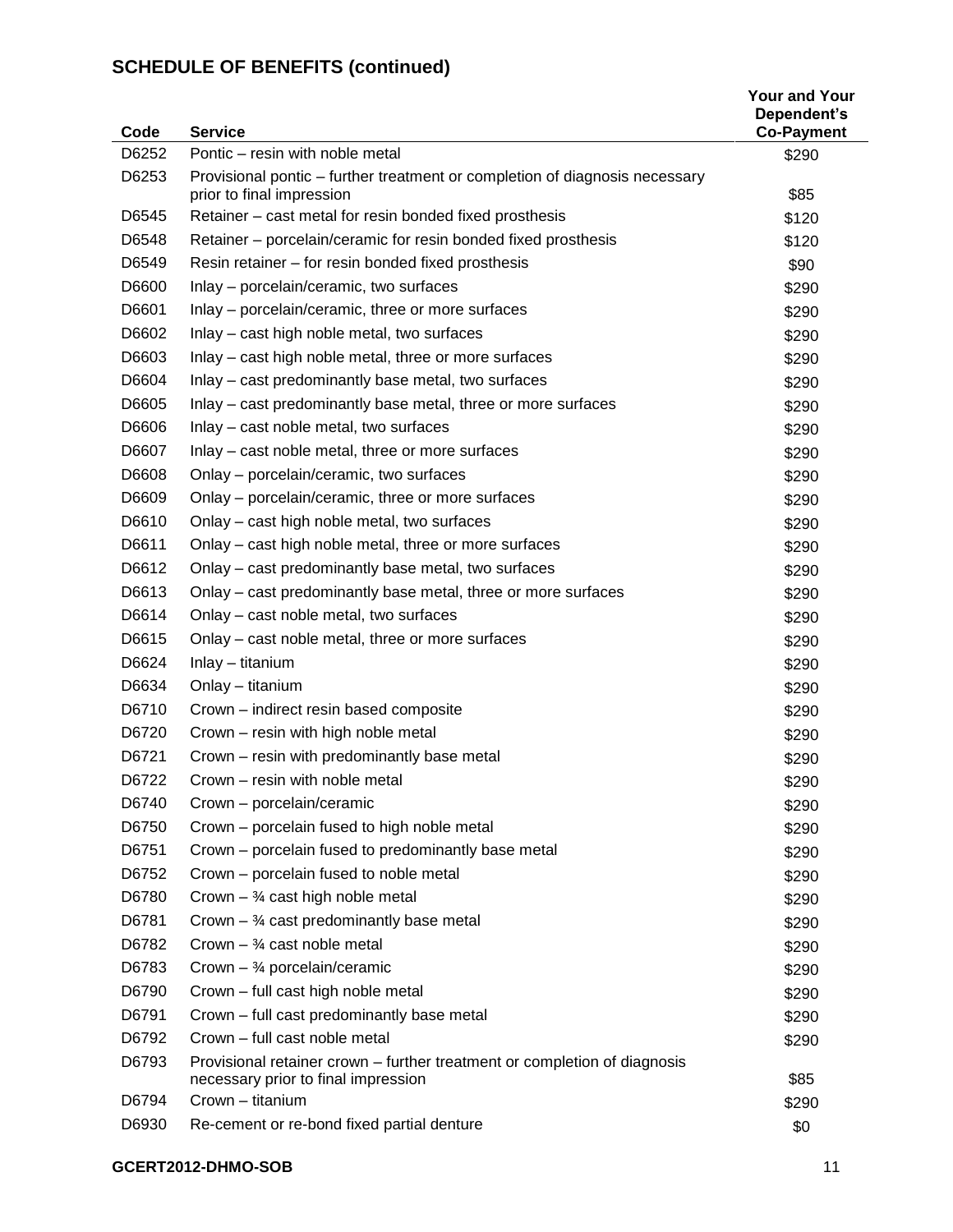## SCHEDULE OF BENEFITS (continued)

| Code | Service | Your and Your Dependent's Co-Payment |
|---|---|---|
| D6252 | Pontic – resin with noble metal | $290 |
| D6253 | Provisional pontic – further treatment or completion of diagnosis necessary prior to final impression | $85 |
| D6545 | Retainer – cast metal for resin bonded fixed prosthesis | $120 |
| D6548 | Retainer – porcelain/ceramic for resin bonded fixed prosthesis | $120 |
| D6549 | Resin retainer – for resin bonded fixed prosthesis | $90 |
| D6600 | Inlay – porcelain/ceramic, two surfaces | $290 |
| D6601 | Inlay – porcelain/ceramic, three or more surfaces | $290 |
| D6602 | Inlay – cast high noble metal, two surfaces | $290 |
| D6603 | Inlay – cast high noble metal, three or more surfaces | $290 |
| D6604 | Inlay – cast predominantly base metal, two surfaces | $290 |
| D6605 | Inlay – cast predominantly base metal, three or more surfaces | $290 |
| D6606 | Inlay – cast noble metal, two surfaces | $290 |
| D6607 | Inlay – cast noble metal, three or more surfaces | $290 |
| D6608 | Onlay – porcelain/ceramic, two surfaces | $290 |
| D6609 | Onlay – porcelain/ceramic, three or more surfaces | $290 |
| D6610 | Onlay – cast high noble metal, two surfaces | $290 |
| D6611 | Onlay – cast high noble metal, three or more surfaces | $290 |
| D6612 | Onlay – cast predominantly base metal, two surfaces | $290 |
| D6613 | Onlay – cast predominantly base metal, three or more surfaces | $290 |
| D6614 | Onlay – cast noble metal, two surfaces | $290 |
| D6615 | Onlay – cast noble metal, three or more surfaces | $290 |
| D6624 | Inlay – titanium | $290 |
| D6634 | Onlay – titanium | $290 |
| D6710 | Crown – indirect resin based composite | $290 |
| D6720 | Crown – resin with high noble metal | $290 |
| D6721 | Crown – resin with predominantly base metal | $290 |
| D6722 | Crown – resin with noble metal | $290 |
| D6740 | Crown – porcelain/ceramic | $290 |
| D6750 | Crown – porcelain fused to high noble metal | $290 |
| D6751 | Crown – porcelain fused to predominantly base metal | $290 |
| D6752 | Crown – porcelain fused to noble metal | $290 |
| D6780 | Crown – ¾ cast high noble metal | $290 |
| D6781 | Crown – ¾ cast predominantly base metal | $290 |
| D6782 | Crown – ¾ cast noble metal | $290 |
| D6783 | Crown – ¾ porcelain/ceramic | $290 |
| D6790 | Crown – full cast high noble metal | $290 |
| D6791 | Crown – full cast predominantly base metal | $290 |
| D6792 | Crown – full cast noble metal | $290 |
| D6793 | Provisional retainer crown – further treatment or completion of diagnosis necessary prior to final impression | $85 |
| D6794 | Crown – titanium | $290 |
| D6930 | Re-cement or re-bond fixed partial denture | $0 |

**GCERT2012-DHMO-SOB**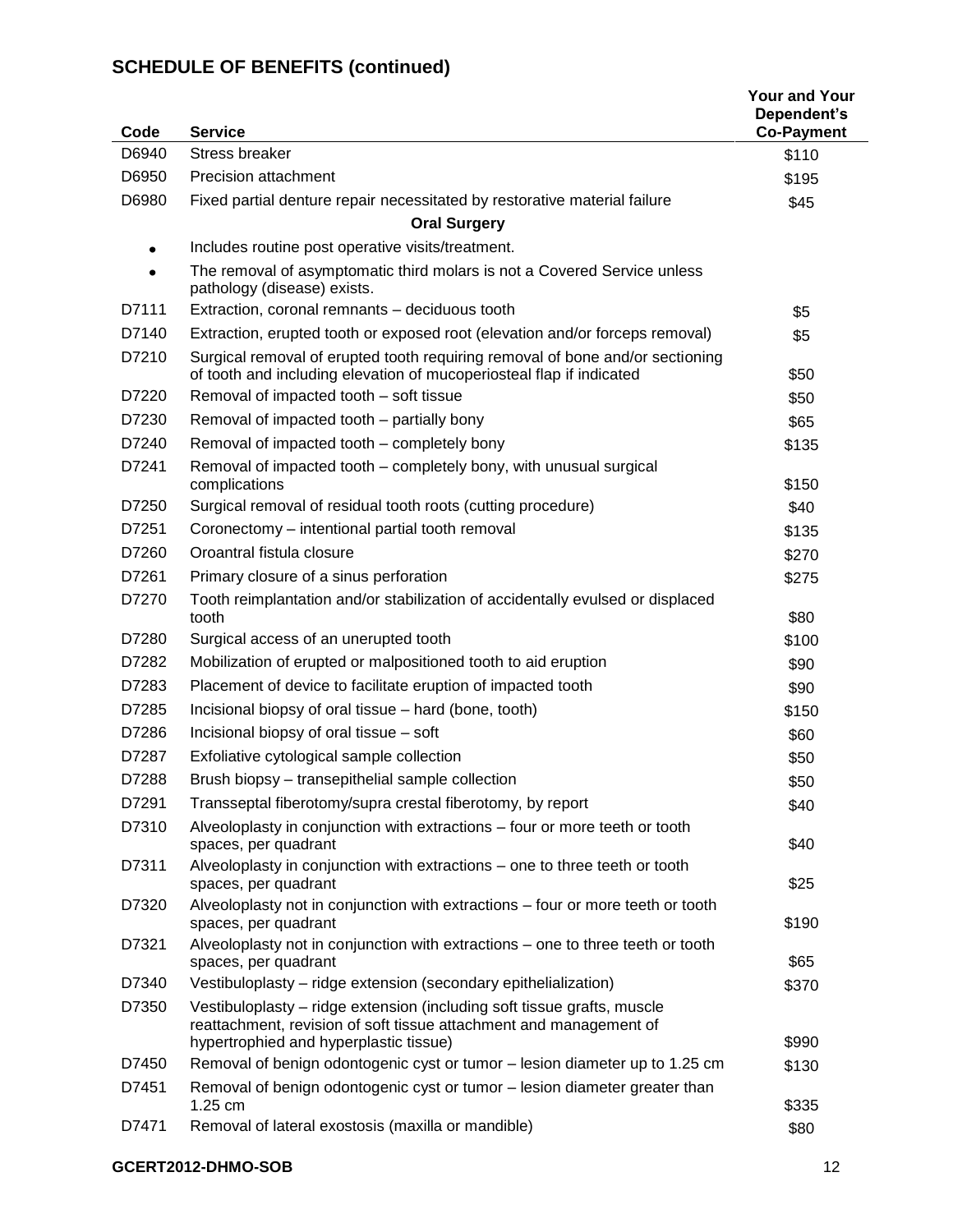## SCHEDULE OF BENEFITS (continued)

| Code | Service | Your and Your Dependent's Co-Payment |
|---|---|---|
| D6940 | Stress breaker | $110 |
| D6950 | Precision attachment | $195 |
| D6980 | Fixed partial denture repair necessitated by restorative material failure | $45 |
| | **Oral Surgery** | |
| • | Includes routine post operative visits/treatment. | |
| • | The removal of asymptomatic third molars is not a Covered Service unless pathology (disease) exists. | |
| D7111 | Extraction, coronal remnants – deciduous tooth | $5 |
| D7140 | Extraction, erupted tooth or exposed root (elevation and/or forceps removal) | $5 |
| D7210 | Surgical removal of erupted tooth requiring removal of bone and/or sectioning of tooth and including elevation of mucoperiosteal flap if indicated | $50 |
| D7220 | Removal of impacted tooth – soft tissue | $50 |
| D7230 | Removal of impacted tooth – partially bony | $65 |
| D7240 | Removal of impacted tooth – completely bony | $135 |
| D7241 | Removal of impacted tooth – completely bony, with unusual surgical complications | $150 |
| D7250 | Surgical removal of residual tooth roots (cutting procedure) | $40 |
| D7251 | Coronectomy – intentional partial tooth removal | $135 |
| D7260 | Oroantral fistula closure | $270 |
| D7261 | Primary closure of a sinus perforation | $275 |
| D7270 | Tooth reimplantation and/or stabilization of accidentally evulsed or displaced tooth | $80 |
| D7280 | Surgical access of an unerupted tooth | $100 |
| D7282 | Mobilization of erupted or malpositioned tooth to aid eruption | $90 |
| D7283 | Placement of device to facilitate eruption of impacted tooth | $90 |
| D7285 | Incisional biopsy of oral tissue – hard (bone, tooth) | $150 |
| D7286 | Incisional biopsy of oral tissue – soft | $60 |
| D7287 | Exfoliative cytological sample collection | $50 |
| D7288 | Brush biopsy – transepithelial sample collection | $50 |
| D7291 | Transseptal fiberotomy/supra crestal fiberotomy, by report | $40 |
| D7310 | Alveoloplasty in conjunction with extractions – four or more teeth or tooth spaces, per quadrant | $40 |
| D7311 | Alveoloplasty in conjunction with extractions – one to three teeth or tooth spaces, per quadrant | $25 |
| D7320 | Alveoloplasty not in conjunction with extractions – four or more teeth or tooth spaces, per quadrant | $190 |
| D7321 | Alveoloplasty not in conjunction with extractions – one to three teeth or tooth spaces, per quadrant | $65 |
| D7340 | Vestibuloplasty – ridge extension (secondary epithelialization) | $370 |
| D7350 | Vestibuloplasty – ridge extension (including soft tissue grafts, muscle reattachment, revision of soft tissue attachment and management of hypertrophied and hyperplastic tissue) | $990 |
| D7450 | Removal of benign odontogenic cyst or tumor – lesion diameter up to 1.25 cm | $130 |
| D7451 | Removal of benign odontogenic cyst or tumor – lesion diameter greater than 1.25 cm | $335 |
| D7471 | Removal of lateral exostosis (maxilla or mandible) | $80 |

GCERT2012-DHMO-SOB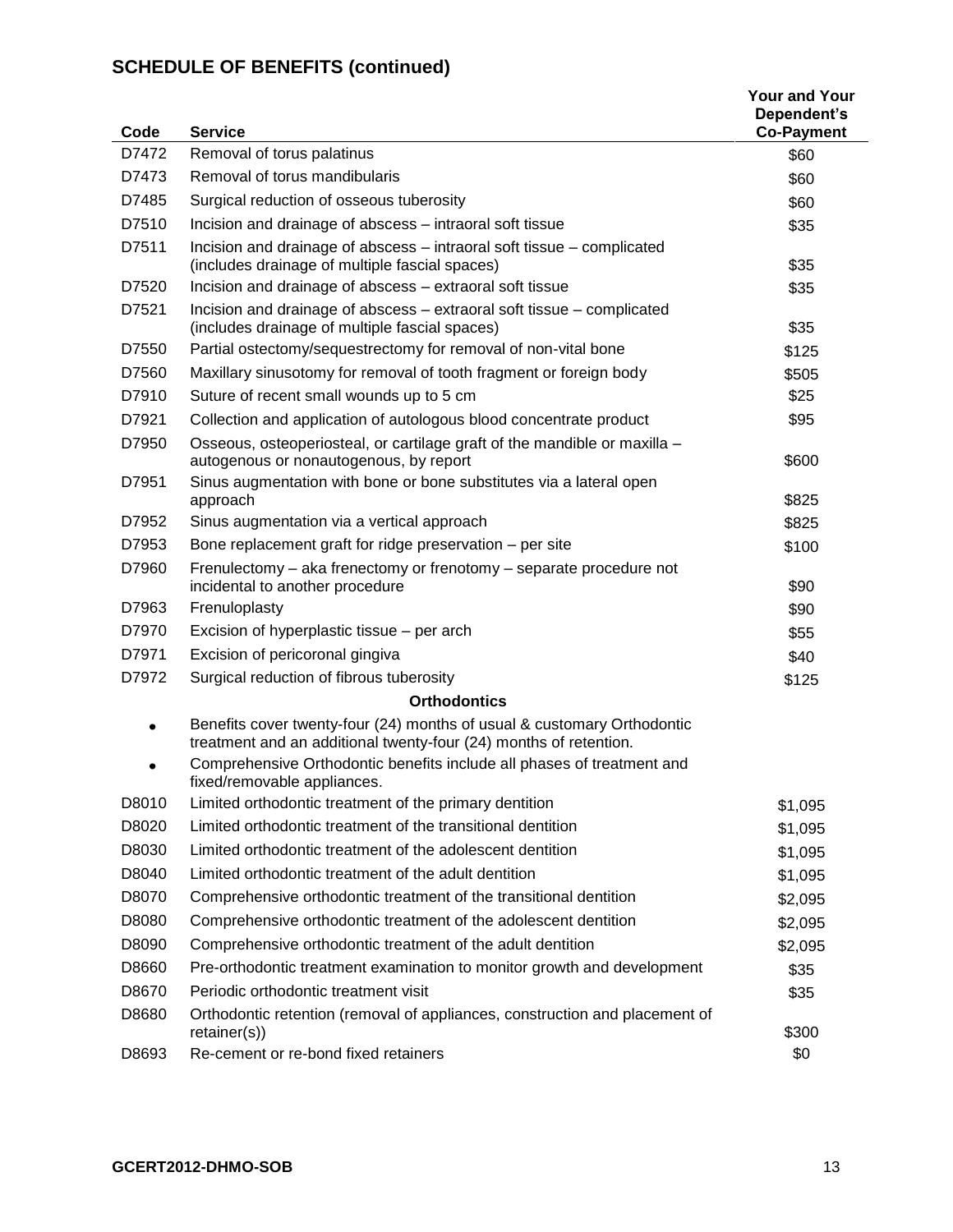## SCHEDULE OF BENEFITS (continued)

| Code | Service | Your and Your Dependent's Co-Payment |
|---|---|---|
| D7472 | Removal of torus palatinus | $60 |
| D7473 | Removal of torus mandibularis | $60 |
| D7485 | Surgical reduction of osseous tuberosity | $60 |
| D7510 | Incision and drainage of abscess – intraoral soft tissue | $35 |
| D7511 | Incision and drainage of abscess – intraoral soft tissue – complicated (includes drainage of multiple fascial spaces) | $35 |
| D7520 | Incision and drainage of abscess – extraoral soft tissue | $35 |
| D7521 | Incision and drainage of abscess – extraoral soft tissue – complicated (includes drainage of multiple fascial spaces) | $35 |
| D7550 | Partial ostectomy/sequestrectomy for removal of non-vital bone | $125 |
| D7560 | Maxillary sinusotomy for removal of tooth fragment or foreign body | $505 |
| D7910 | Suture of recent small wounds up to 5 cm | $25 |
| D7921 | Collection and application of autologous blood concentrate product | $95 |
| D7950 | Osseous, osteoperiosteal, or cartilage graft of the mandible or maxilla – autogenous or nonautogenous, by report | $600 |
| D7951 | Sinus augmentation with bone or bone substitutes via a lateral open approach | $825 |
| D7952 | Sinus augmentation via a vertical approach | $825 |
| D7953 | Bone replacement graft for ridge preservation – per site | $100 |
| D7960 | Frenulectomy – aka frenectomy or frenotomy – separate procedure not incidental to another procedure | $90 |
| D7963 | Frenuloplasty | $90 |
| D7970 | Excision of hyperplastic tissue – per arch | $55 |
| D7971 | Excision of pericoronal gingiva | $40 |
| D7972 | Surgical reduction of fibrous tuberosity | $125 |
| | **Orthodontics** | |
| • | Benefits cover twenty-four (24) months of usual & customary Orthodontic treatment and an additional twenty-four (24) months of retention. | |
| • | Comprehensive Orthodontic benefits include all phases of treatment and fixed/removable appliances. | |
| D8010 | Limited orthodontic treatment of the primary dentition | $1,095 |
| D8020 | Limited orthodontic treatment of the transitional dentition | $1,095 |
| D8030 | Limited orthodontic treatment of the adolescent dentition | $1,095 |
| D8040 | Limited orthodontic treatment of the adult dentition | $1,095 |
| D8070 | Comprehensive orthodontic treatment of the transitional dentition | $2,095 |
| D8080 | Comprehensive orthodontic treatment of the adolescent dentition | $2,095 |
| D8090 | Comprehensive orthodontic treatment of the adult dentition | $2,095 |
| D8660 | Pre-orthodontic treatment examination to monitor growth and development | $35 |
| D8670 | Periodic orthodontic treatment visit | $35 |
| D8680 | Orthodontic retention (removal of appliances, construction and placement of retainer(s)) | $300 |
| D8693 | Re-cement or re-bond fixed retainers | $0 |

GCERT2012-DHMO-SOB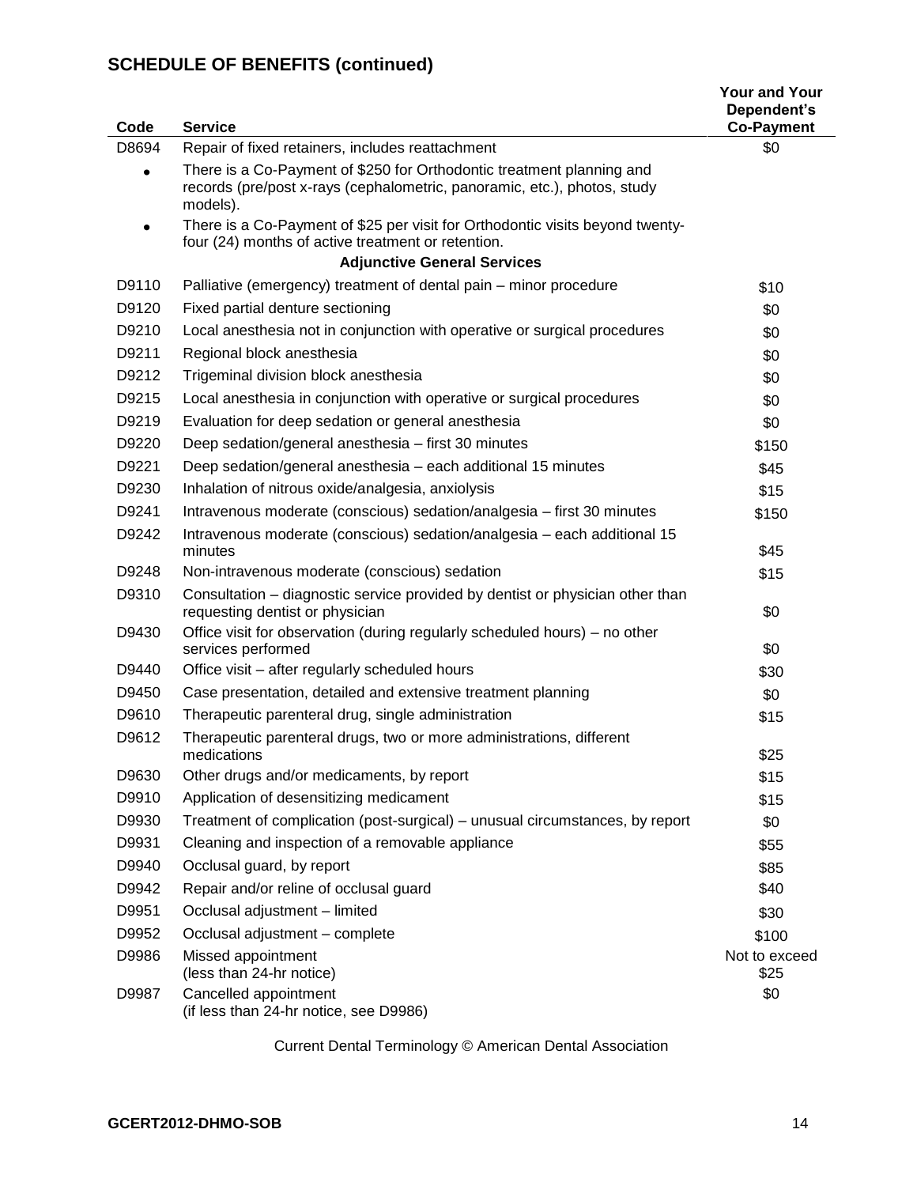## SCHEDULE OF BENEFITS (continued)

| Code | Service | Your and Your Dependent's Co-Payment |
|---|---|---|
| D8694 | Repair of fixed retainers, includes reattachment | $0 |
| • | There is a Co-Payment of $250 for Orthodontic treatment planning and records (pre/post x-rays (cephalometric, panoramic, etc.), photos, study models). | |
| • | There is a Co-Payment of $25 per visit for Orthodontic visits beyond twenty-four (24) months of active treatment or retention. | |
| | **Adjunctive General Services** | |
| D9110 | Palliative (emergency) treatment of dental pain – minor procedure | $10 |
| D9120 | Fixed partial denture sectioning | $0 |
| D9210 | Local anesthesia not in conjunction with operative or surgical procedures | $0 |
| D9211 | Regional block anesthesia | $0 |
| D9212 | Trigeminal division block anesthesia | $0 |
| D9215 | Local anesthesia in conjunction with operative or surgical procedures | $0 |
| D9219 | Evaluation for deep sedation or general anesthesia | $0 |
| D9220 | Deep sedation/general anesthesia – first 30 minutes | $150 |
| D9221 | Deep sedation/general anesthesia – each additional 15 minutes | $45 |
| D9230 | Inhalation of nitrous oxide/analgesia, anxiolysis | $15 |
| D9241 | Intravenous moderate (conscious) sedation/analgesia – first 30 minutes | $150 |
| D9242 | Intravenous moderate (conscious) sedation/analgesia – each additional 15 minutes | $45 |
| D9248 | Non-intravenous moderate (conscious) sedation | $15 |
| D9310 | Consultation – diagnostic service provided by dentist or physician other than requesting dentist or physician | $0 |
| D9430 | Office visit for observation (during regularly scheduled hours) – no other services performed | $0 |
| D9440 | Office visit – after regularly scheduled hours | $30 |
| D9450 | Case presentation, detailed and extensive treatment planning | $0 |
| D9610 | Therapeutic parenteral drug, single administration | $15 |
| D9612 | Therapeutic parenteral drugs, two or more administrations, different medications | $25 |
| D9630 | Other drugs and/or medicaments, by report | $15 |
| D9910 | Application of desensitizing medicament | $15 |
| D9930 | Treatment of complication (post-surgical) – unusual circumstances, by report | $0 |
| D9931 | Cleaning and inspection of a removable appliance | $55 |
| D9940 | Occlusal guard, by report | $85 |
| D9942 | Repair and/or reline of occlusal guard | $40 |
| D9951 | Occlusal adjustment – limited | $30 |
| D9952 | Occlusal adjustment – complete | $100 |
| D9986 | Missed appointment (less than 24-hr notice) | Not to exceed $25 |
| D9987 | Cancelled appointment (if less than 24-hr notice, see D9986) | $0 |

Current Dental Terminology © American Dental Association

GCERT2012-DHMO-SOB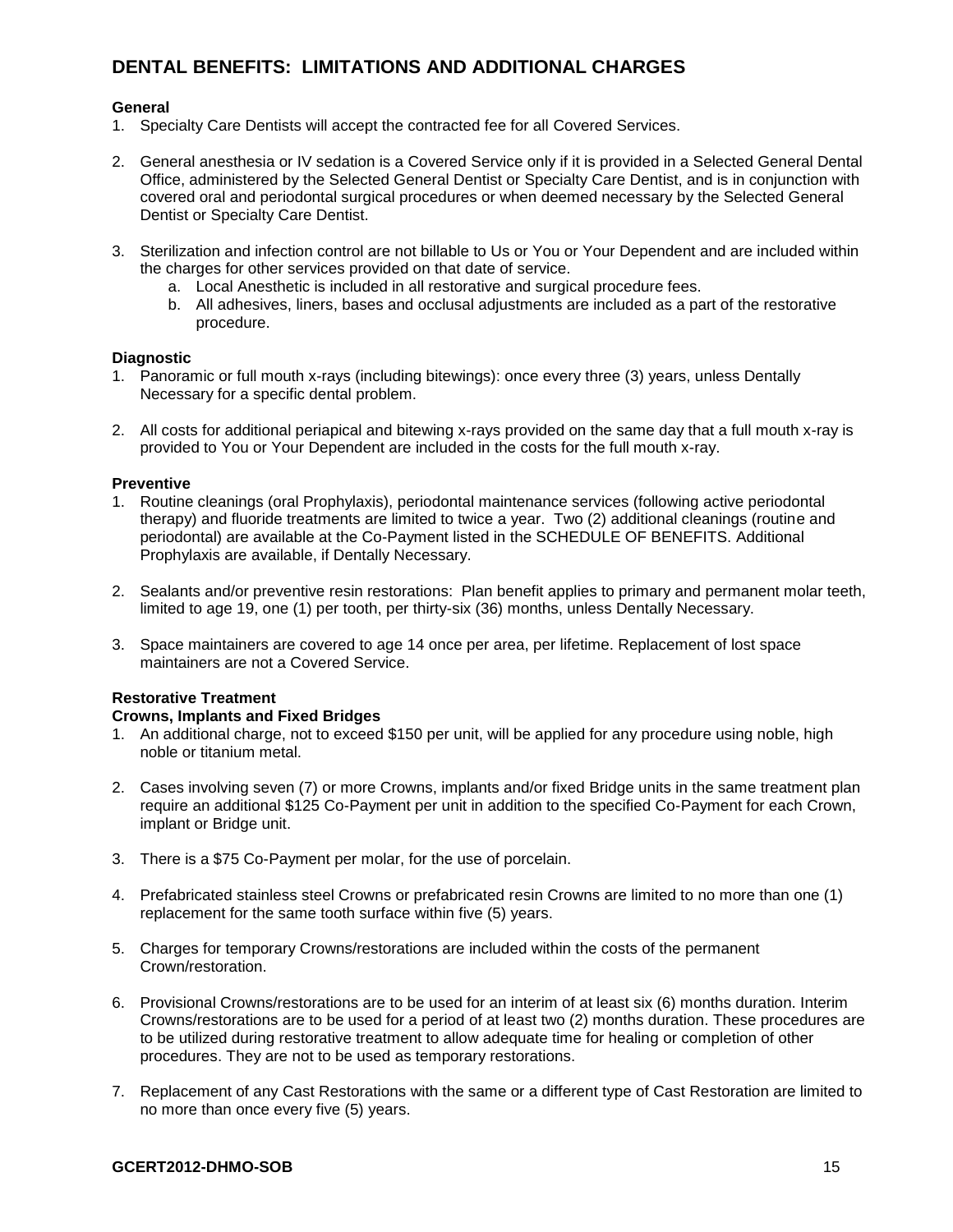## DENTAL BENEFITS: LIMITATIONS AND ADDITIONAL CHARGES

**General**

1. Specialty Care Dentists will accept the contracted fee for all Covered Services.

2. General anesthesia or IV sedation is a Covered Service only if it is provided in a Selected General Dental Office, administered by the Selected General Dentist or Specialty Care Dentist, and is in conjunction with covered oral and periodontal surgical procedures or when deemed necessary by the Selected General Dentist or Specialty Care Dentist.

3. Sterilization and infection control are not billable to Us or You or Your Dependent and are included within the charges for other services provided on that date of service.
    a. Local Anesthetic is included in all restorative and surgical procedure fees.
    b. All adhesives, liners, bases and occlusal adjustments are included as a part of the restorative procedure.

**Diagnostic**

1. Panoramic or full mouth x-rays (including bitewings): once every three (3) years, unless Dentally Necessary for a specific dental problem.

2. All costs for additional periapical and bitewing x-rays provided on the same day that a full mouth x-ray is provided to You or Your Dependent are included in the costs for the full mouth x-ray.

**Preventive**

1. Routine cleanings (oral Prophylaxis), periodontal maintenance services (following active periodontal therapy) and fluoride treatments are limited to twice a year. Two (2) additional cleanings (routine and periodontal) are available at the Co-Payment listed in the SCHEDULE OF BENEFITS. Additional Prophylaxis are available, if Dentally Necessary.

2. Sealants and/or preventive resin restorations: Plan benefit applies to primary and permanent molar teeth, limited to age 19, one (1) per tooth, per thirty-six (36) months, unless Dentally Necessary.

3. Space maintainers are covered to age 14 once per area, per lifetime. Replacement of lost space maintainers are not a Covered Service.

**Restorative Treatment**

**Crowns, Implants and Fixed Bridges**

1. An additional charge, not to exceed $150 per unit, will be applied for any procedure using noble, high noble or titanium metal.

2. Cases involving seven (7) or more Crowns, implants and/or fixed Bridge units in the same treatment plan require an additional $125 Co-Payment per unit in addition to the specified Co-Payment for each Crown, implant or Bridge unit.

3. There is a $75 Co-Payment per molar, for the use of porcelain.

4. Prefabricated stainless steel Crowns or prefabricated resin Crowns are limited to no more than one (1) replacement for the same tooth surface within five (5) years.

5. Charges for temporary Crowns/restorations are included within the costs of the permanent Crown/restoration.

6. Provisional Crowns/restorations are to be used for an interim of at least six (6) months duration. Interim Crowns/restorations are to be used for a period of at least two (2) months duration. These procedures are to be utilized during restorative treatment to allow adequate time for healing or completion of other procedures. They are not to be used as temporary restorations.

7. Replacement of any Cast Restorations with the same or a different type of Cast Restoration are limited to no more than once every five (5) years.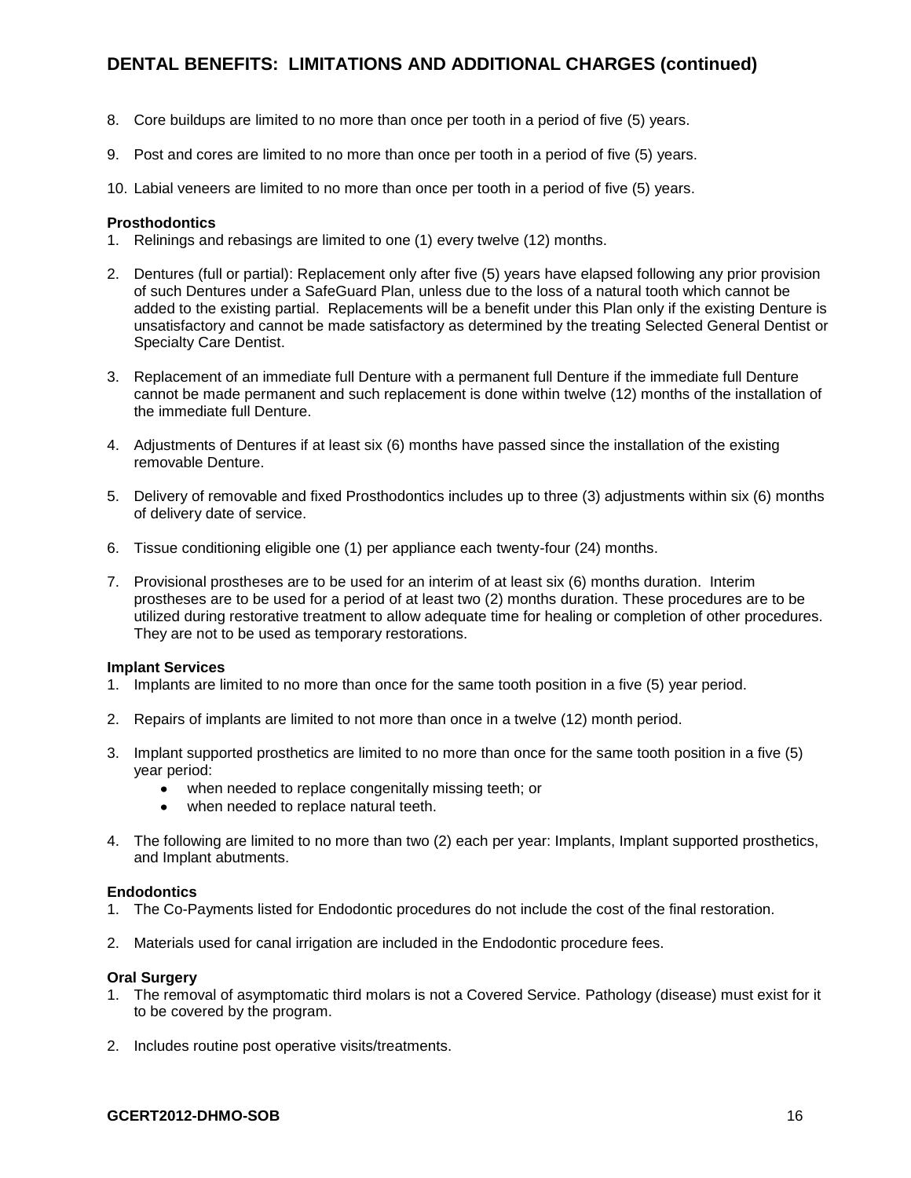## DENTAL BENEFITS: LIMITATIONS AND ADDITIONAL CHARGES (continued)

8. Core buildups are limited to no more than once per tooth in a period of five (5) years.

9. Post and cores are limited to no more than once per tooth in a period of five (5) years.

10. Labial veneers are limited to no more than once per tooth in a period of five (5) years.

**Prosthodontics**

1. Relinings and rebasings are limited to one (1) every twelve (12) months.

2. Dentures (full or partial): Replacement only after five (5) years have elapsed following any prior provision of such Dentures under a SafeGuard Plan, unless due to the loss of a natural tooth which cannot be added to the existing partial. Replacements will be a benefit under this Plan only if the existing Denture is unsatisfactory and cannot be made satisfactory as determined by the treating Selected General Dentist or Specialty Care Dentist.

3. Replacement of an immediate full Denture with a permanent full Denture if the immediate full Denture cannot be made permanent and such replacement is done within twelve (12) months of the installation of the immediate full Denture.

4. Adjustments of Dentures if at least six (6) months have passed since the installation of the existing removable Denture.

5. Delivery of removable and fixed Prosthodontics includes up to three (3) adjustments within six (6) months of delivery date of service.

6. Tissue conditioning eligible one (1) per appliance each twenty-four (24) months.

7. Provisional prostheses are to be used for an interim of at least six (6) months duration. Interim prostheses are to be used for a period of at least two (2) months duration. These procedures are to be utilized during restorative treatment to allow adequate time for healing or completion of other procedures. They are not to be used as temporary restorations.

**Implant Services**

1. Implants are limited to no more than once for the same tooth position in a five (5) year period.

2. Repairs of implants are limited to not more than once in a twelve (12) month period.

3. Implant supported prosthetics are limited to no more than once for the same tooth position in a five (5) year period:
   - when needed to replace congenitally missing teeth; or
   - when needed to replace natural teeth.

4. The following are limited to no more than two (2) each per year: Implants, Implant supported prosthetics, and Implant abutments.

**Endodontics**

1. The Co-Payments listed for Endodontic procedures do not include the cost of the final restoration.

2. Materials used for canal irrigation are included in the Endodontic procedure fees.

**Oral Surgery**

1. The removal of asymptomatic third molars is not a Covered Service. Pathology (disease) must exist for it to be covered by the program.

2. Includes routine post operative visits/treatments.

GCERT2012-DHMO-SOB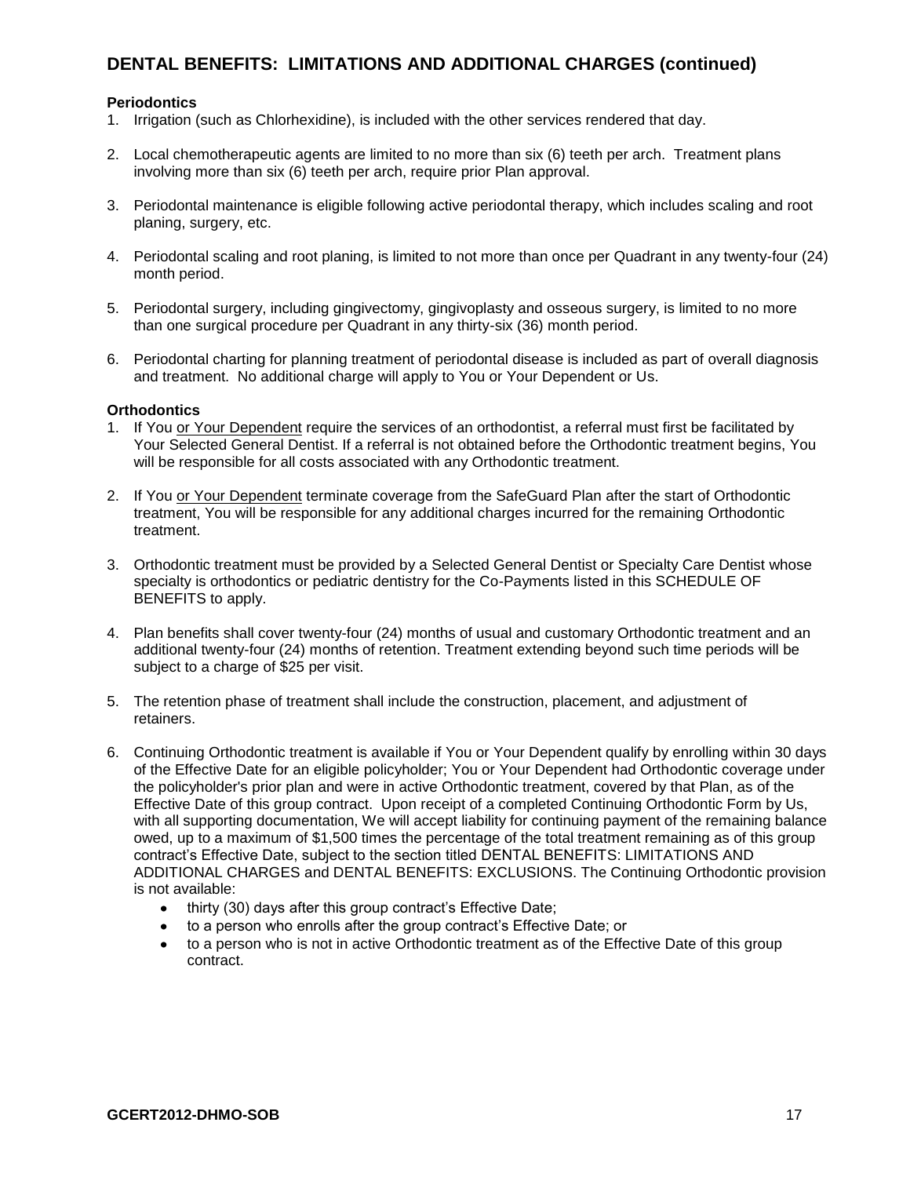## DENTAL BENEFITS: LIMITATIONS AND ADDITIONAL CHARGES (continued)

**Periodontics**

1. Irrigation (such as Chlorhexidine), is included with the other services rendered that day.

2. Local chemotherapeutic agents are limited to no more than six (6) teeth per arch. Treatment plans involving more than six (6) teeth per arch, require prior Plan approval.

3. Periodontal maintenance is eligible following active periodontal therapy, which includes scaling and root planing, surgery, etc.

4. Periodontal scaling and root planing, is limited to not more than once per Quadrant in any twenty-four (24) month period.

5. Periodontal surgery, including gingivectomy, gingivoplasty and osseous surgery, is limited to no more than one surgical procedure per Quadrant in any thirty-six (36) month period.

6. Periodontal charting for planning treatment of periodontal disease is included as part of overall diagnosis and treatment. No additional charge will apply to You or Your Dependent or Us.

**Orthodontics**

1. If You or Your Dependent require the services of an orthodontist, a referral must first be facilitated by Your Selected General Dentist. If a referral is not obtained before the Orthodontic treatment begins, You will be responsible for all costs associated with any Orthodontic treatment.

2. If You or Your Dependent terminate coverage from the SafeGuard Plan after the start of Orthodontic treatment, You will be responsible for any additional charges incurred for the remaining Orthodontic treatment.

3. Orthodontic treatment must be provided by a Selected General Dentist or Specialty Care Dentist whose specialty is orthodontics or pediatric dentistry for the Co-Payments listed in this SCHEDULE OF BENEFITS to apply.

4. Plan benefits shall cover twenty-four (24) months of usual and customary Orthodontic treatment and an additional twenty-four (24) months of retention. Treatment extending beyond such time periods will be subject to a charge of $25 per visit.

5. The retention phase of treatment shall include the construction, placement, and adjustment of retainers.

6. Continuing Orthodontic treatment is available if You or Your Dependent qualify by enrolling within 30 days of the Effective Date for an eligible policyholder; You or Your Dependent had Orthodontic coverage under the policyholder's prior plan and were in active Orthodontic treatment, covered by that Plan, as of the Effective Date of this group contract. Upon receipt of a completed Continuing Orthodontic Form by Us, with all supporting documentation, We will accept liability for continuing payment of the remaining balance owed, up to a maximum of $1,500 times the percentage of the total treatment remaining as of this group contract's Effective Date, subject to the section titled DENTAL BENEFITS: LIMITATIONS AND ADDITIONAL CHARGES and DENTAL BENEFITS: EXCLUSIONS. The Continuing Orthodontic provision is not available:
   - thirty (30) days after this group contract's Effective Date;
   - to a person who enrolls after the group contract's Effective Date; or
   - to a person who is not in active Orthodontic treatment as of the Effective Date of this group contract.

**GCERT2012-DHMO-SOB**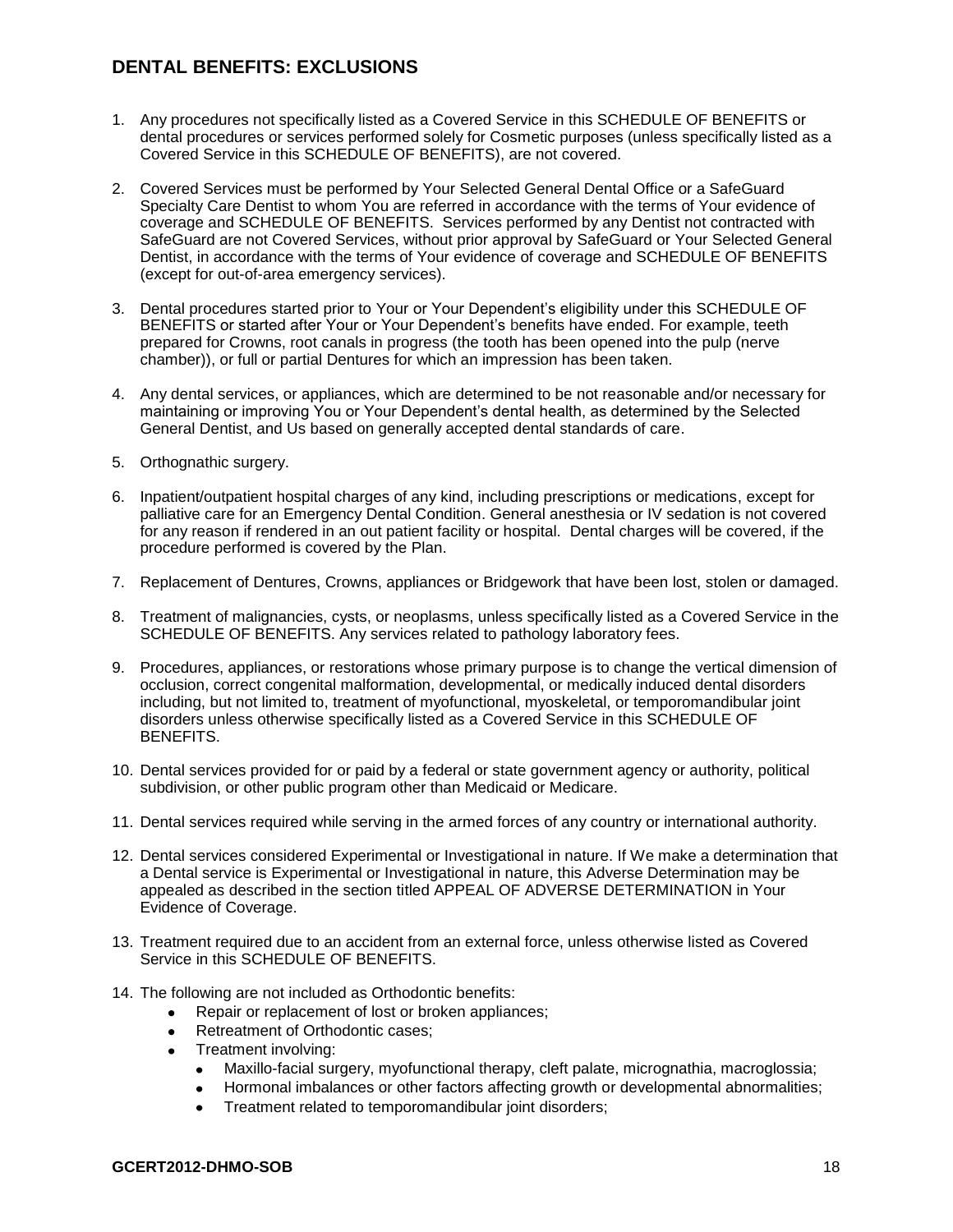## DENTAL BENEFITS: EXCLUSIONS

1. Any procedures not specifically listed as a Covered Service in this SCHEDULE OF BENEFITS or dental procedures or services performed solely for Cosmetic purposes (unless specifically listed as a Covered Service in this SCHEDULE OF BENEFITS), are not covered.

2. Covered Services must be performed by Your Selected General Dental Office or a SafeGuard Specialty Care Dentist to whom You are referred in accordance with the terms of Your evidence of coverage and SCHEDULE OF BENEFITS. Services performed by any Dentist not contracted with SafeGuard are not Covered Services, without prior approval by SafeGuard or Your Selected General Dentist, in accordance with the terms of Your evidence of coverage and SCHEDULE OF BENEFITS (except for out-of-area emergency services).

3. Dental procedures started prior to Your or Your Dependent's eligibility under this SCHEDULE OF BENEFITS or started after Your or Your Dependent's benefits have ended. For example, teeth prepared for Crowns, root canals in progress (the tooth has been opened into the pulp (nerve chamber)), or full or partial Dentures for which an impression has been taken.

4. Any dental services, or appliances, which are determined to be not reasonable and/or necessary for maintaining or improving You or Your Dependent's dental health, as determined by the Selected General Dentist, and Us based on generally accepted dental standards of care.

5. Orthognathic surgery.

6. Inpatient/outpatient hospital charges of any kind, including prescriptions or medications, except for palliative care for an Emergency Dental Condition. General anesthesia or IV sedation is not covered for any reason if rendered in an out patient facility or hospital. Dental charges will be covered, if the procedure performed is covered by the Plan.

7. Replacement of Dentures, Crowns, appliances or Bridgework that have been lost, stolen or damaged.

8. Treatment of malignancies, cysts, or neoplasms, unless specifically listed as a Covered Service in the SCHEDULE OF BENEFITS. Any services related to pathology laboratory fees.

9. Procedures, appliances, or restorations whose primary purpose is to change the vertical dimension of occlusion, correct congenital malformation, developmental, or medically induced dental disorders including, but not limited to, treatment of myofunctional, myoskeletal, or temporomandibular joint disorders unless otherwise specifically listed as a Covered Service in this SCHEDULE OF BENEFITS.

10. Dental services provided for or paid by a federal or state government agency or authority, political subdivision, or other public program other than Medicaid or Medicare.

11. Dental services required while serving in the armed forces of any country or international authority.

12. Dental services considered Experimental or Investigational in nature. If We make a determination that a Dental service is Experimental or Investigational in nature, this Adverse Determination may be appealed as described in the section titled APPEAL OF ADVERSE DETERMINATION in Your Evidence of Coverage.

13. Treatment required due to an accident from an external force, unless otherwise listed as Covered Service in this SCHEDULE OF BENEFITS.

14. The following are not included as Orthodontic benefits:
    - Repair or replacement of lost or broken appliances;
    - Retreatment of Orthodontic cases;
    - Treatment involving:
        - Maxillo-facial surgery, myofunctional therapy, cleft palate, micrognathia, macroglossia;
        - Hormonal imbalances or other factors affecting growth or developmental abnormalities;
        - Treatment related to temporomandibular joint disorders;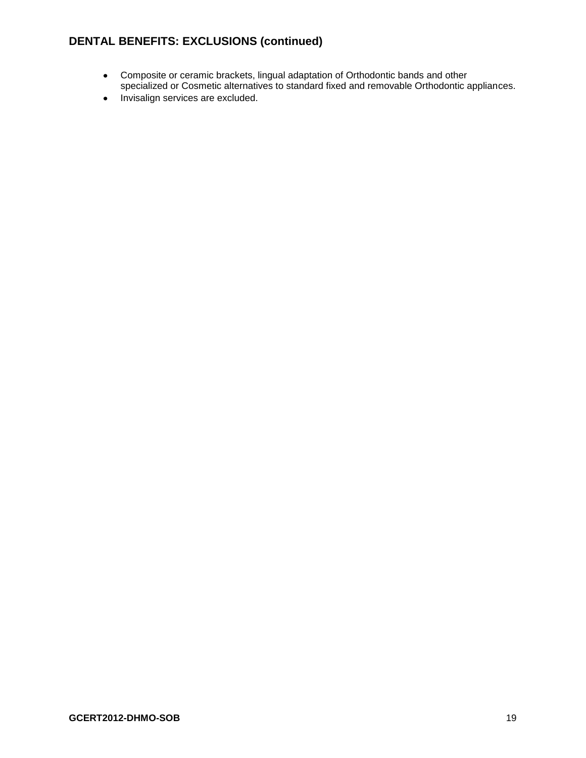## DENTAL BENEFITS: EXCLUSIONS (continued)

- Composite or ceramic brackets, lingual adaptation of Orthodontic bands and other specialized or Cosmetic alternatives to standard fixed and removable Orthodontic appliances.
- Invisalign services are excluded.